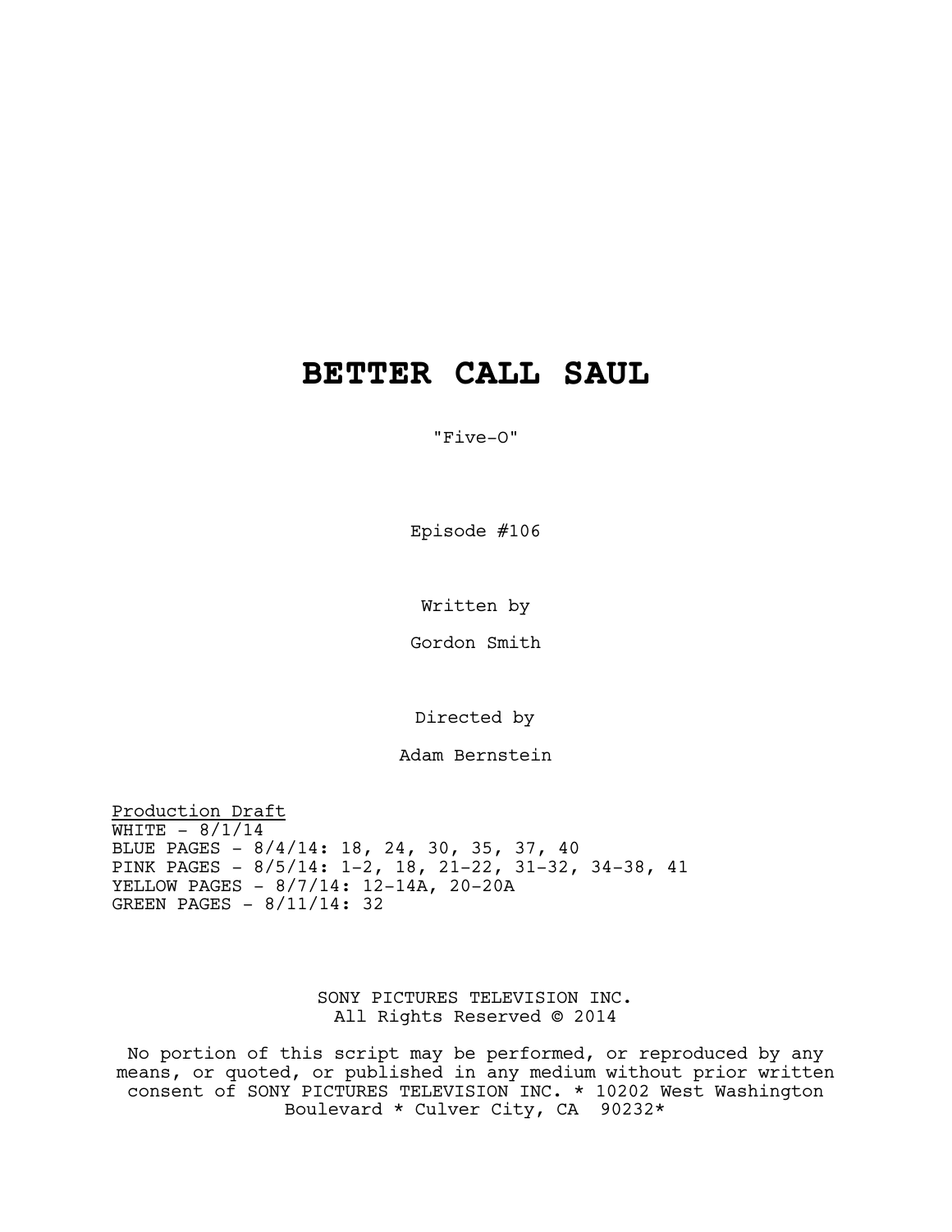# BETTER CALL SAUL

"Five-O"

Episode #106

Written by

Gordon Smith

Directed by

Adam Bernstein

<u>Production Draft</u>
WHITE - 8/1/14
BLUE PAGES - 8/4/14: 18, 24, 30, 35, 37, 40
PINK PAGES - 8/5/14: 1-2, 18, 21-22, 31-32, 34-38, 41
YELLOW PAGES - 8/7/14: 12-14A, 20-20A
GREEN PAGES - 8/11/14: 32

SONY PICTURES TELEVISION INC.
All Rights Reserved © 2014

No portion of this script may be performed, or reproduced by any means, or quoted, or published in any medium without prior written consent of SONY PICTURES TELEVISION INC. * 10202 West Washington Boulevard * Culver City, CA 90232*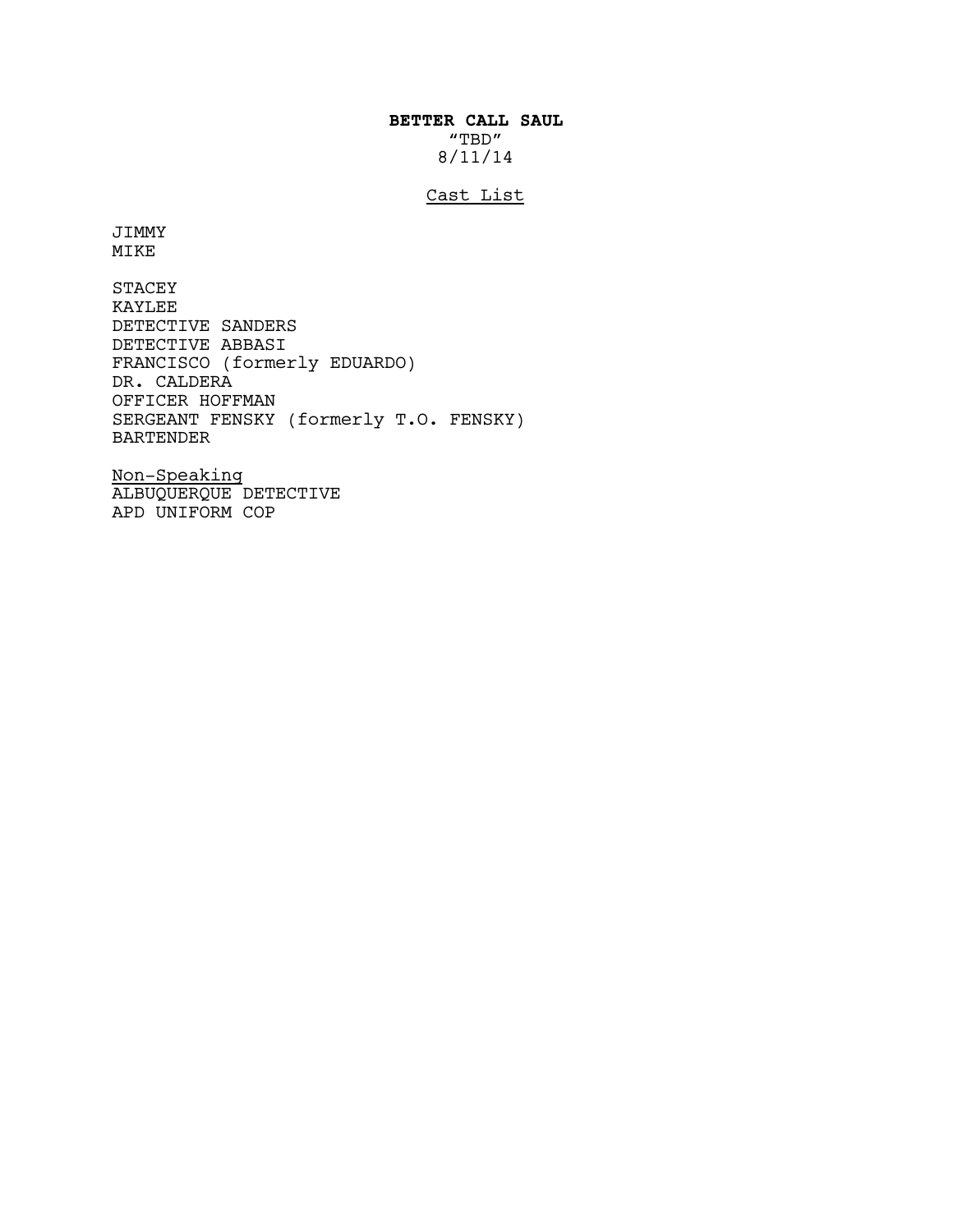**BETTER CALL SAUL**

"TBD"

8/11/14

Cast List

JIMMY
MIKE

STACEY
KAYLEE
DETECTIVE SANDERS
DETECTIVE ABBASI
FRANCISCO (formerly EDUARDO)
DR. CALDERA
OFFICER HOFFMAN
SERGEANT FENSKY (formerly T.O. FENSKY)
BARTENDER

Non-Speaking
ALBUQUERQUE DETECTIVE
APD UNIFORM COP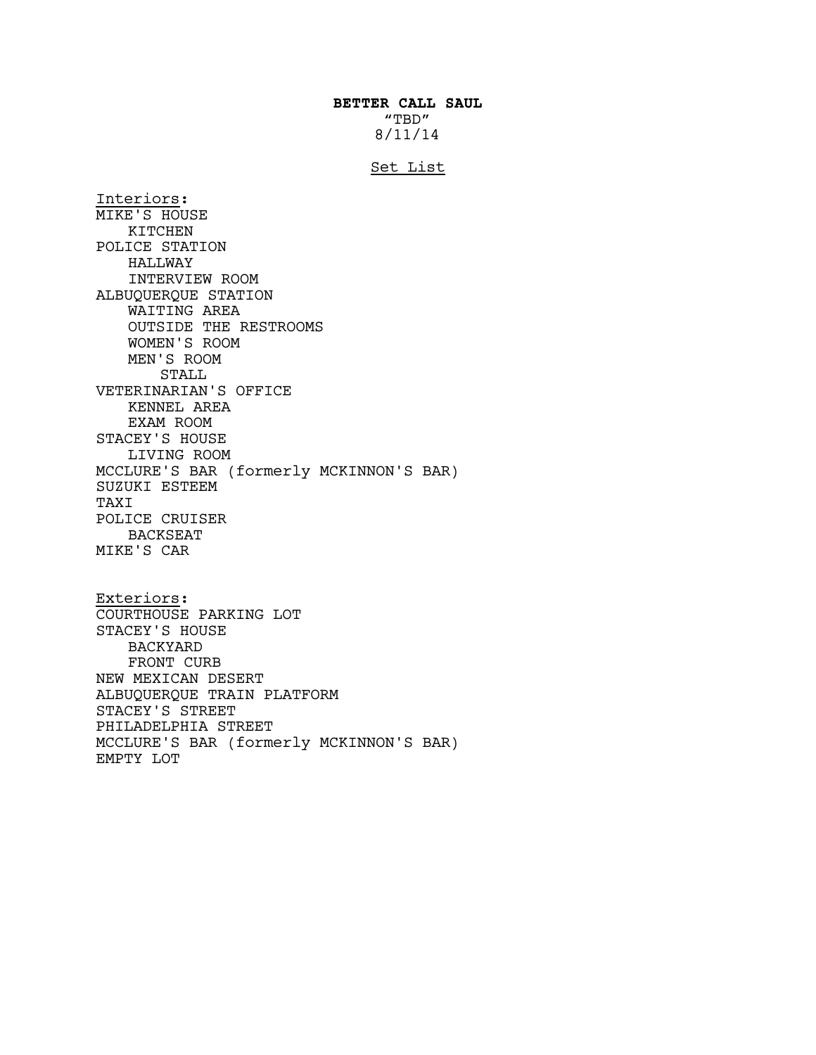**BETTER CALL SAUL**

"TBD"

8/11/14

Set List

Interiors:

MIKE'S HOUSE
- KITCHEN

POLICE STATION
- HALLWAY
- INTERVIEW ROOM

ALBUQUERQUE STATION
- WAITING AREA
- OUTSIDE THE RESTROOMS
- WOMEN'S ROOM
- MEN'S ROOM
  - STALL

VETERINARIAN'S OFFICE
- KENNEL AREA
- EXAM ROOM

STACEY'S HOUSE
- LIVING ROOM

MCCLURE'S BAR (formerly MCKINNON'S BAR)

SUZUKI ESTEEM

TAXI

POLICE CRUISER
- BACKSEAT

MIKE'S CAR

Exteriors:

COURTHOUSE PARKING LOT

STACEY'S HOUSE
- BACKYARD
- FRONT CURB

NEW MEXICAN DESERT

ALBUQUERQUE TRAIN PLATFORM

STACEY'S STREET

PHILADELPHIA STREET

MCCLURE'S BAR (formerly MCKINNON'S BAR)

EMPTY LOT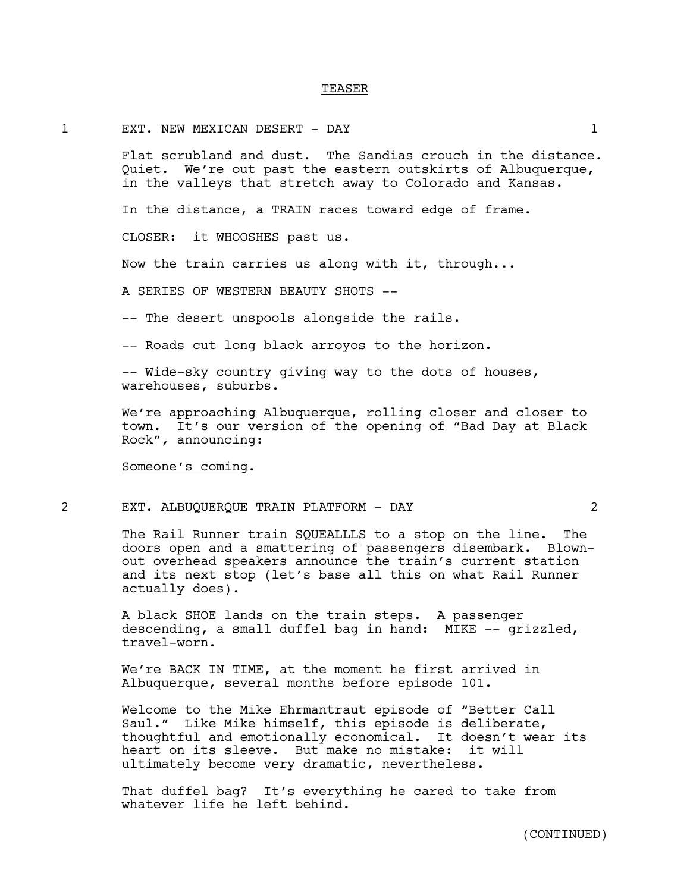TEASER

1 EXT. NEW MEXICAN DESERT - DAY 1

Flat scrubland and dust. The Sandias crouch in the distance. Quiet. We're out past the eastern outskirts of Albuquerque, in the valleys that stretch away to Colorado and Kansas.

In the distance, a TRAIN races toward edge of frame.

CLOSER: it WHOOSHES past us.

Now the train carries us along with it, through...

A SERIES OF WESTERN BEAUTY SHOTS --

-- The desert unspools alongside the rails.

-- Roads cut long black arroyos to the horizon.

-- Wide-sky country giving way to the dots of houses, warehouses, suburbs.

We're approaching Albuquerque, rolling closer and closer to town. It's our version of the opening of "Bad Day at Black Rock", announcing:

Someone's coming.

2 EXT. ALBUQUERQUE TRAIN PLATFORM - DAY 2

The Rail Runner train SQUEALLLS to a stop on the line. The doors open and a smattering of passengers disembark. Blown-out overhead speakers announce the train's current station and its next stop (let's base all this on what Rail Runner actually does).

A black SHOE lands on the train steps. A passenger descending, a small duffel bag in hand: MIKE -- grizzled, travel-worn.

We're BACK IN TIME, at the moment he first arrived in Albuquerque, several months before episode 101.

Welcome to the Mike Ehrmantraut episode of "Better Call Saul." Like Mike himself, this episode is deliberate, thoughtful and emotionally economical. It doesn't wear its heart on its sleeve. But make no mistake: it will ultimately become very dramatic, nevertheless.

That duffel bag? It's everything he cared to take from whatever life he left behind.

(CONTINUED)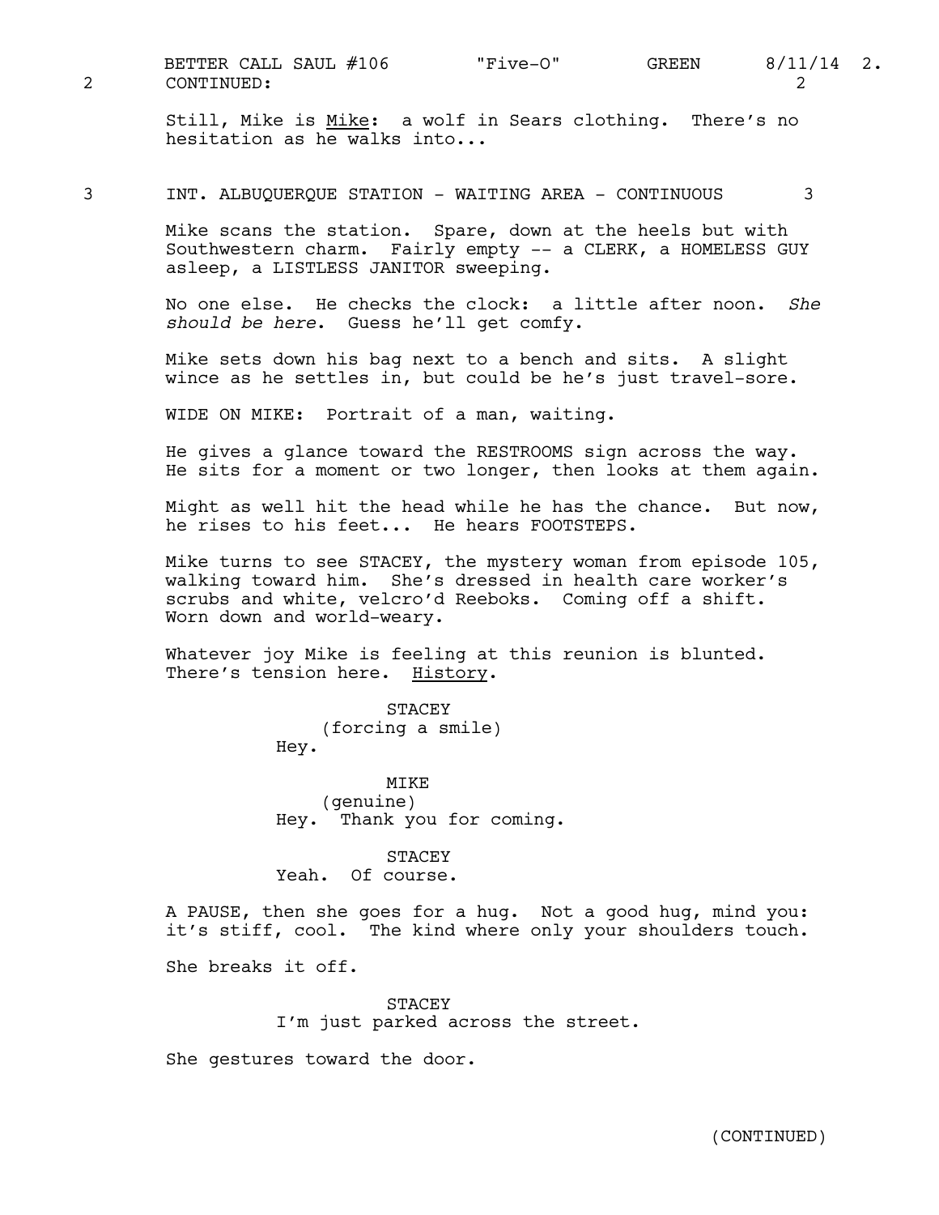2 CONTINUED: 2

Still, Mike is Mike: a wolf in Sears clothing. There's no hesitation as he walks into...

3 INT. ALBUQUERQUE STATION - WAITING AREA - CONTINUOUS 3

Mike scans the station. Spare, down at the heels but with Southwestern charm. Fairly empty -- a CLERK, a HOMELESS GUY asleep, a LISTLESS JANITOR sweeping.

No one else. He checks the clock: a little after noon. *She should be here.* Guess he'll get comfy.

Mike sets down his bag next to a bench and sits. A slight wince as he settles in, but could be he's just travel-sore.

WIDE ON MIKE: Portrait of a man, waiting.

He gives a glance toward the RESTROOMS sign across the way. He sits for a moment or two longer, then looks at them again.

Might as well hit the head while he has the chance. But now, he rises to his feet... He hears FOOTSTEPS.

Mike turns to see STACEY, the mystery woman from episode 105, walking toward him. She's dressed in health care worker's scrubs and white, velcro'd Reeboks. Coming off a shift. Worn down and world-weary.

Whatever joy Mike is feeling at this reunion is blunted. There's tension here. History.

STACEY
(forcing a smile)
Hey.

MIKE
(genuine)
Hey. Thank you for coming.

STACEY
Yeah. Of course.

A PAUSE, then she goes for a hug. Not a good hug, mind you: it's stiff, cool. The kind where only your shoulders touch.

She breaks it off.

STACEY
I'm just parked across the street.

She gestures toward the door.

(CONTINUED)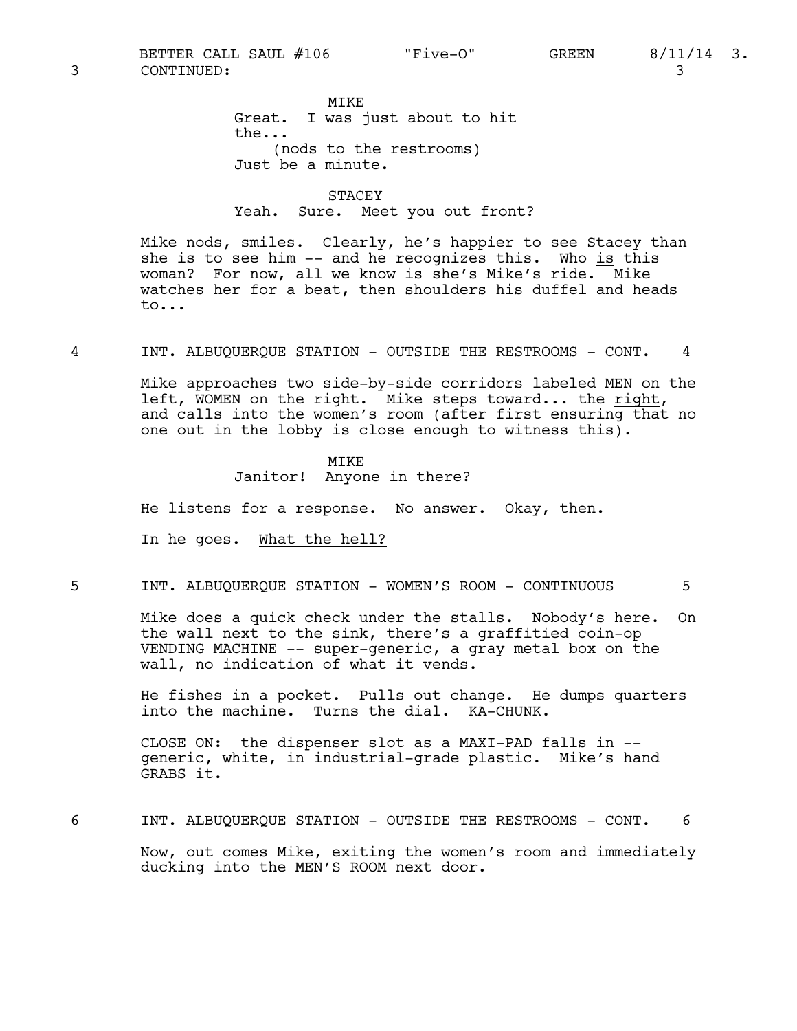3 CONTINUED: 3

MIKE
Great. I was just about to hit the...
(nods to the restrooms)
Just be a minute.

STACEY
Yeah. Sure. Meet you out front?

Mike nods, smiles. Clearly, he's happier to see Stacey than she is to see him -- and he recognizes this. Who is this woman? For now, all we know is she's Mike's ride. Mike watches her for a beat, then shoulders his duffel and heads to...

4 INT. ALBUQUERQUE STATION - OUTSIDE THE RESTROOMS - CONT. 4

Mike approaches two side-by-side corridors labeled MEN on the left, WOMEN on the right. Mike steps toward... the right, and calls into the women's room (after first ensuring that no one out in the lobby is close enough to witness this).

MIKE
Janitor! Anyone in there?

He listens for a response. No answer. Okay, then.

In he goes. What the hell?

5 INT. ALBUQUERQUE STATION - WOMEN'S ROOM - CONTINUOUS 5

Mike does a quick check under the stalls. Nobody's here. On the wall next to the sink, there's a graffitied coin-op VENDING MACHINE -- super-generic, a gray metal box on the wall, no indication of what it vends.

He fishes in a pocket. Pulls out change. He dumps quarters into the machine. Turns the dial. KA-CHUNK.

CLOSE ON: the dispenser slot as a MAXI-PAD falls in -- generic, white, in industrial-grade plastic. Mike's hand GRABS it.

6 INT. ALBUQUERQUE STATION - OUTSIDE THE RESTROOMS - CONT. 6

Now, out comes Mike, exiting the women's room and immediately ducking into the MEN'S ROOM next door.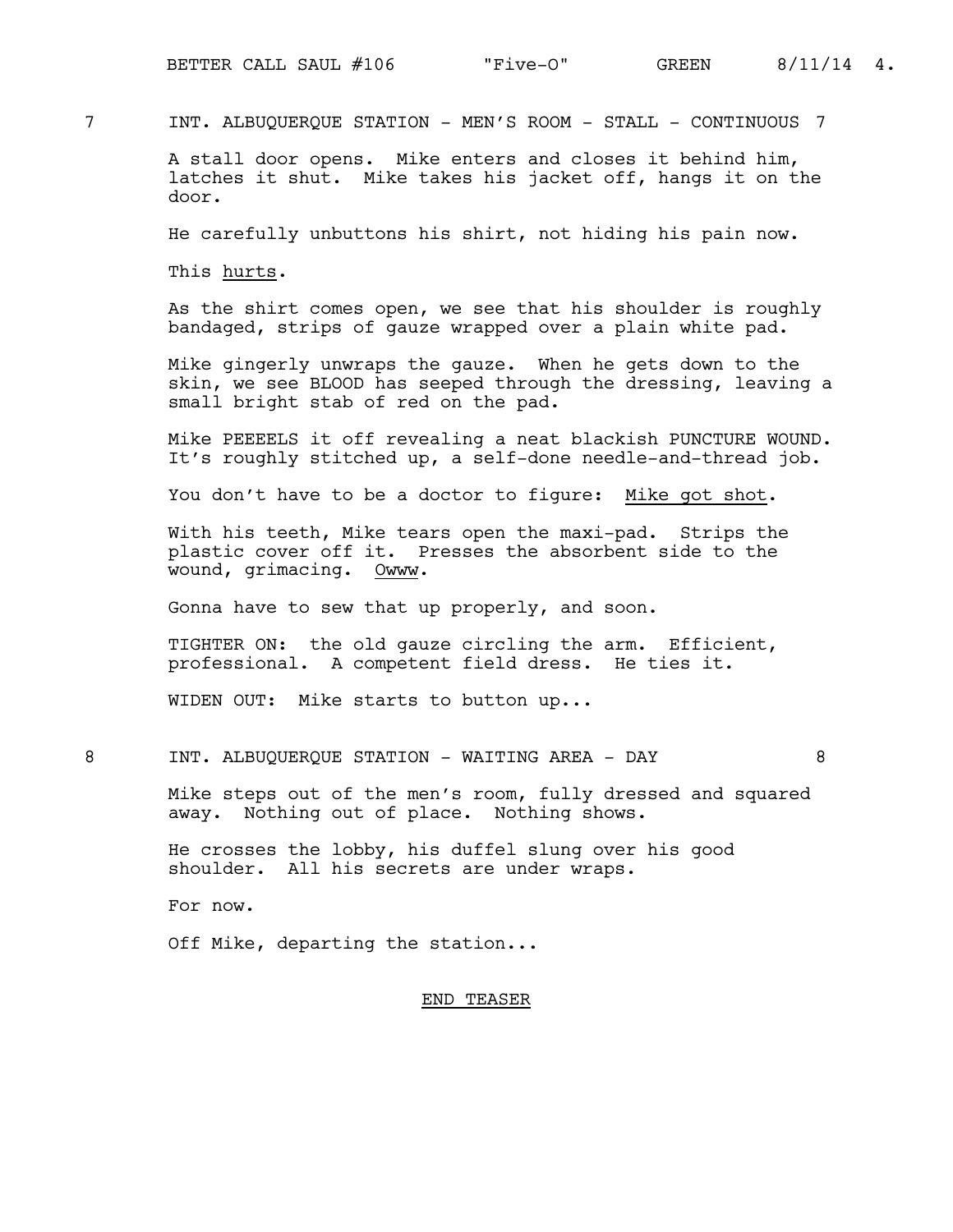7 INT. ALBUQUERQUE STATION - MEN'S ROOM - STALL - CONTINUOUS 7

A stall door opens. Mike enters and closes it behind him, latches it shut. Mike takes his jacket off, hangs it on the door.

He carefully unbuttons his shirt, not hiding his pain now.

This <u>hurts</u>.

As the shirt comes open, we see that his shoulder is roughly bandaged, strips of gauze wrapped over a plain white pad.

Mike gingerly unwraps the gauze. When he gets down to the skin, we see BLOOD has seeped through the dressing, leaving a small bright stab of red on the pad.

Mike PEEEELS it off revealing a neat blackish PUNCTURE WOUND. It's roughly stitched up, a self-done needle-and-thread job.

You don't have to be a doctor to figure: <u>Mike got shot</u>.

With his teeth, Mike tears open the maxi-pad. Strips the plastic cover off it. Presses the absorbent side to the wound, grimacing. <u>Owww</u>.

Gonna have to sew that up properly, and soon.

TIGHTER ON: the old gauze circling the arm. Efficient, professional. A competent field dress. He ties it.

WIDEN OUT: Mike starts to button up...

8 INT. ALBUQUERQUE STATION - WAITING AREA - DAY 8

Mike steps out of the men's room, fully dressed and squared away. Nothing out of place. Nothing shows.

He crosses the lobby, his duffel slung over his good shoulder. All his secrets are under wraps.

For now.

Off Mike, departing the station...

<u>END TEASER</u>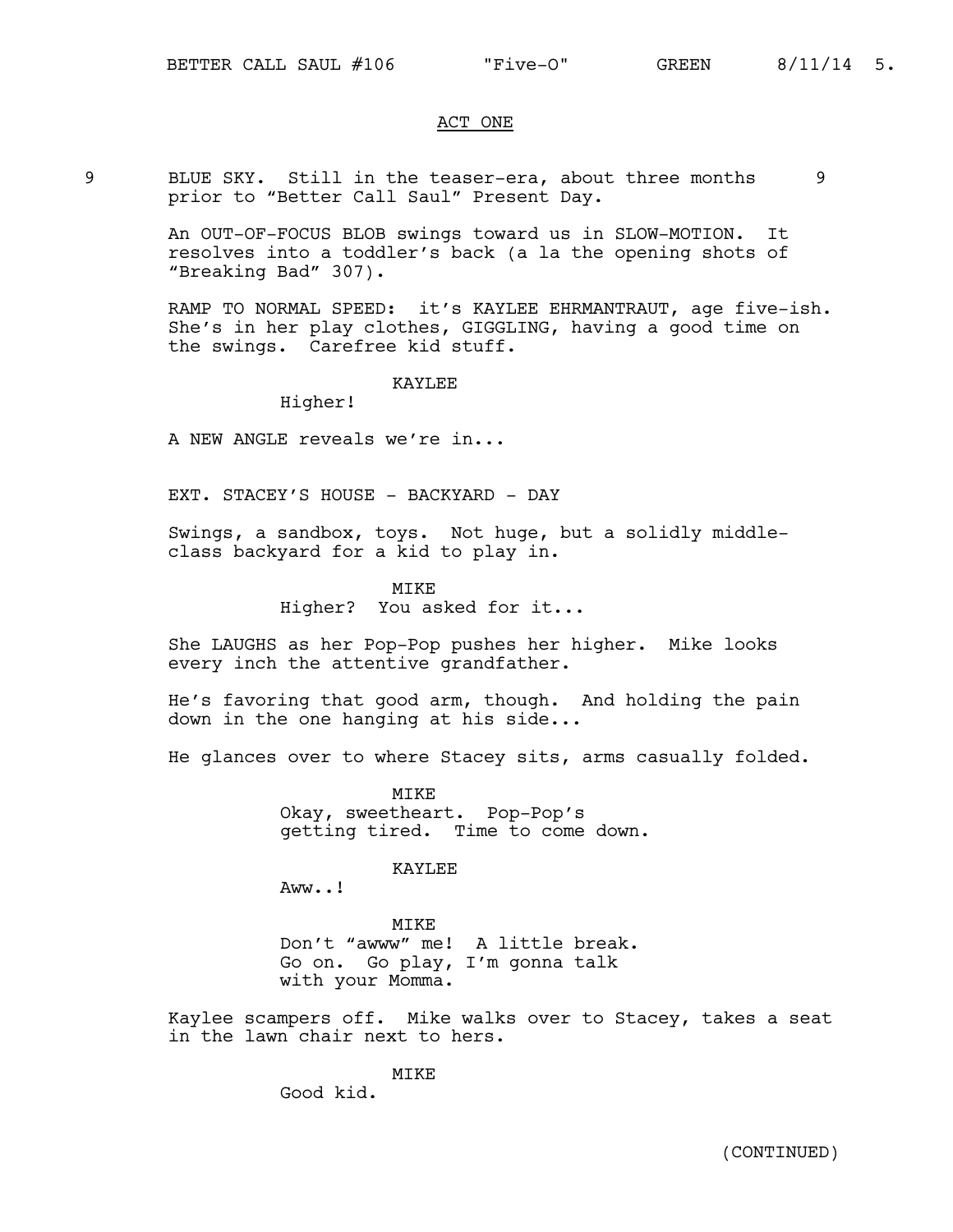ACT ONE

9 BLUE SKY. Still in the teaser-era, about three months prior to "Better Call Saul" Present Day. 9

An OUT-OF-FOCUS BLOB swings toward us in SLOW-MOTION. It resolves into a toddler's back (a la the opening shots of "Breaking Bad" 307).

RAMP TO NORMAL SPEED: it's KAYLEE EHRMANTRAUT, age five-ish. She's in her play clothes, GIGGLING, having a good time on the swings. Carefree kid stuff.

KAYLEE
Higher!

A NEW ANGLE reveals we're in...

EXT. STACEY'S HOUSE - BACKYARD - DAY

Swings, a sandbox, toys. Not huge, but a solidly middle-class backyard for a kid to play in.

MIKE
Higher? You asked for it...

She LAUGHS as her Pop-Pop pushes her higher. Mike looks every inch the attentive grandfather.

He's favoring that good arm, though. And holding the pain down in the one hanging at his side...

He glances over to where Stacey sits, arms casually folded.

MIKE
Okay, sweetheart. Pop-Pop's getting tired. Time to come down.

KAYLEE
Aww..!

MIKE
Don't "awww" me! A little break. Go on. Go play, I'm gonna talk with your Momma.

Kaylee scampers off. Mike walks over to Stacey, takes a seat in the lawn chair next to hers.

MIKE
Good kid.

(CONTINUED)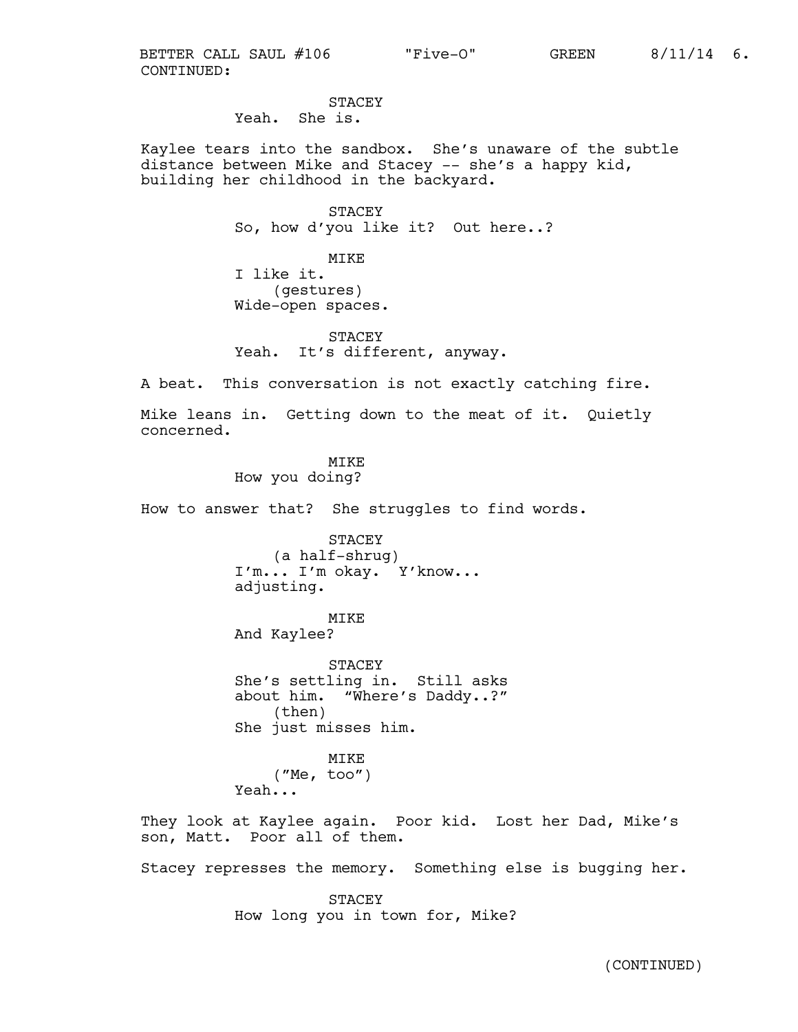CONTINUED:

STACEY
Yeah. She is.

Kaylee tears into the sandbox. She's unaware of the subtle distance between Mike and Stacey -- she's a happy kid, building her childhood in the backyard.

STACEY
So, how d'you like it? Out here..?

MIKE
I like it.
(gestures)
Wide-open spaces.

STACEY
Yeah. It's different, anyway.

A beat. This conversation is not exactly catching fire.

Mike leans in. Getting down to the meat of it. Quietly concerned.

MIKE
How you doing?

How to answer that? She struggles to find words.

STACEY
(a half-shrug)
I'm... I'm okay. Y'know... adjusting.

MIKE
And Kaylee?

STACEY
She's settling in. Still asks about him. "Where's Daddy..?"
(then)
She just misses him.

MIKE
("Me, too")
Yeah...

They look at Kaylee again. Poor kid. Lost her Dad, Mike's son, Matt. Poor all of them.

Stacey represses the memory. Something else is bugging her.

STACEY
How long you in town for, Mike?

(CONTINUED)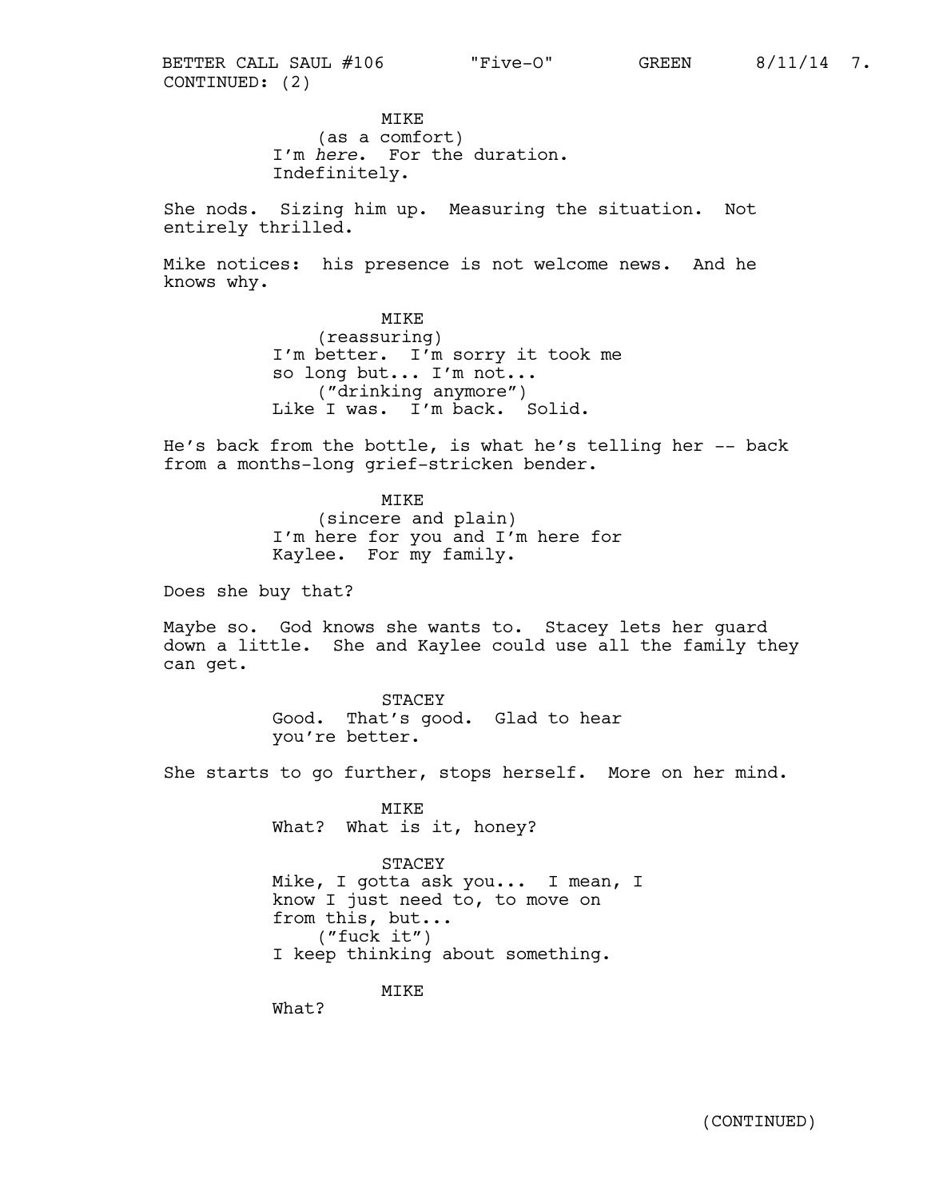CONTINUED: (2)

MIKE
(as a comfort)
I'm *here*. For the duration.
Indefinitely.

She nods. Sizing him up. Measuring the situation. Not entirely thrilled.

Mike notices: his presence is not welcome news. And he knows why.

MIKE
(reassuring)
I'm better. I'm sorry it took me
so long but... I'm not...
("drinking anymore")
Like I was. I'm back. Solid.

He's back from the bottle, is what he's telling her -- back from a months-long grief-stricken bender.

MIKE
(sincere and plain)
I'm here for you and I'm here for
Kaylee. For my family.

Does she buy that?

Maybe so. God knows she wants to. Stacey lets her guard down a little. She and Kaylee could use all the family they can get.

STACEY
Good. That's good. Glad to hear
you're better.

She starts to go further, stops herself. More on her mind.

MIKE
What? What is it, honey?

STACEY
Mike, I gotta ask you... I mean, I
know I just need to, to move on
from this, but...
("fuck it")
I keep thinking about something.

MIKE
What?

(CONTINUED)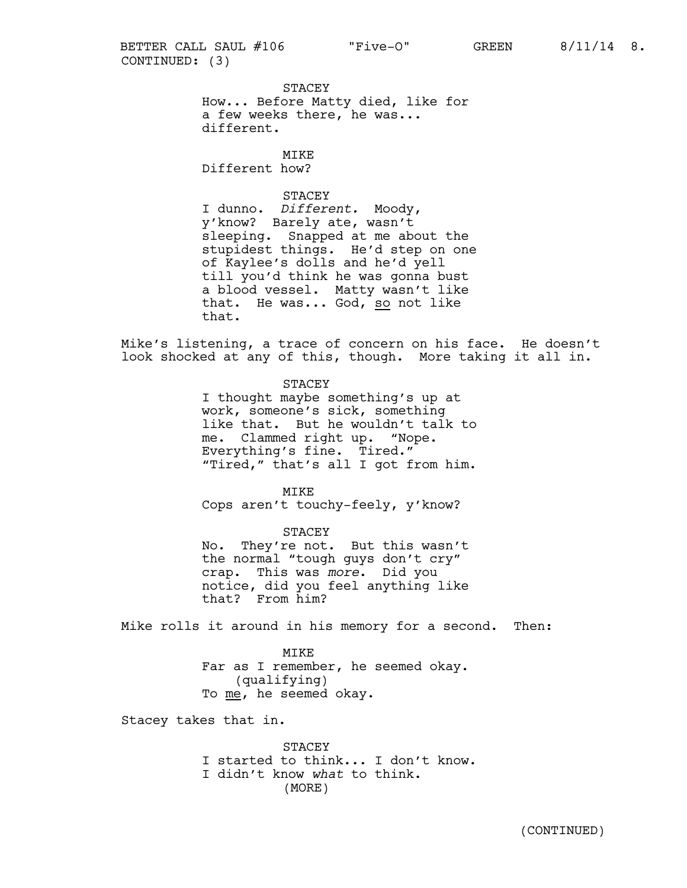CONTINUED: (3)

STACEY
How... Before Matty died, like for a few weeks there, he was... different.

MIKE
Different how?

STACEY
I dunno. *Different.* Moody, y'know? Barely ate, wasn't sleeping. Snapped at me about the stupidest things. He'd step on one of Kaylee's dolls and he'd yell till you'd think he was gonna bust a blood vessel. Matty wasn't like that. He was... God, <u>so</u> not like that.

Mike's listening, a trace of concern on his face. He doesn't look shocked at any of this, though. More taking it all in.

STACEY
I thought maybe something's up at work, someone's sick, something like that. But he wouldn't talk to me. Clammed right up. "Nope. Everything's fine. Tired." "Tired," that's all I got from him.

MIKE
Cops aren't touchy-feely, y'know?

STACEY
No. They're not. But this wasn't the normal "tough guys don't cry" crap. This was *more*. Did you notice, did you feel anything like that? From him?

Mike rolls it around in his memory for a second. Then:

MIKE
Far as I remember, he seemed okay.
(qualifying)
To <u>me</u>, he seemed okay.

Stacey takes that in.

STACEY
I started to think... I don't know. I didn't know *what* to think.
(MORE)

(CONTINUED)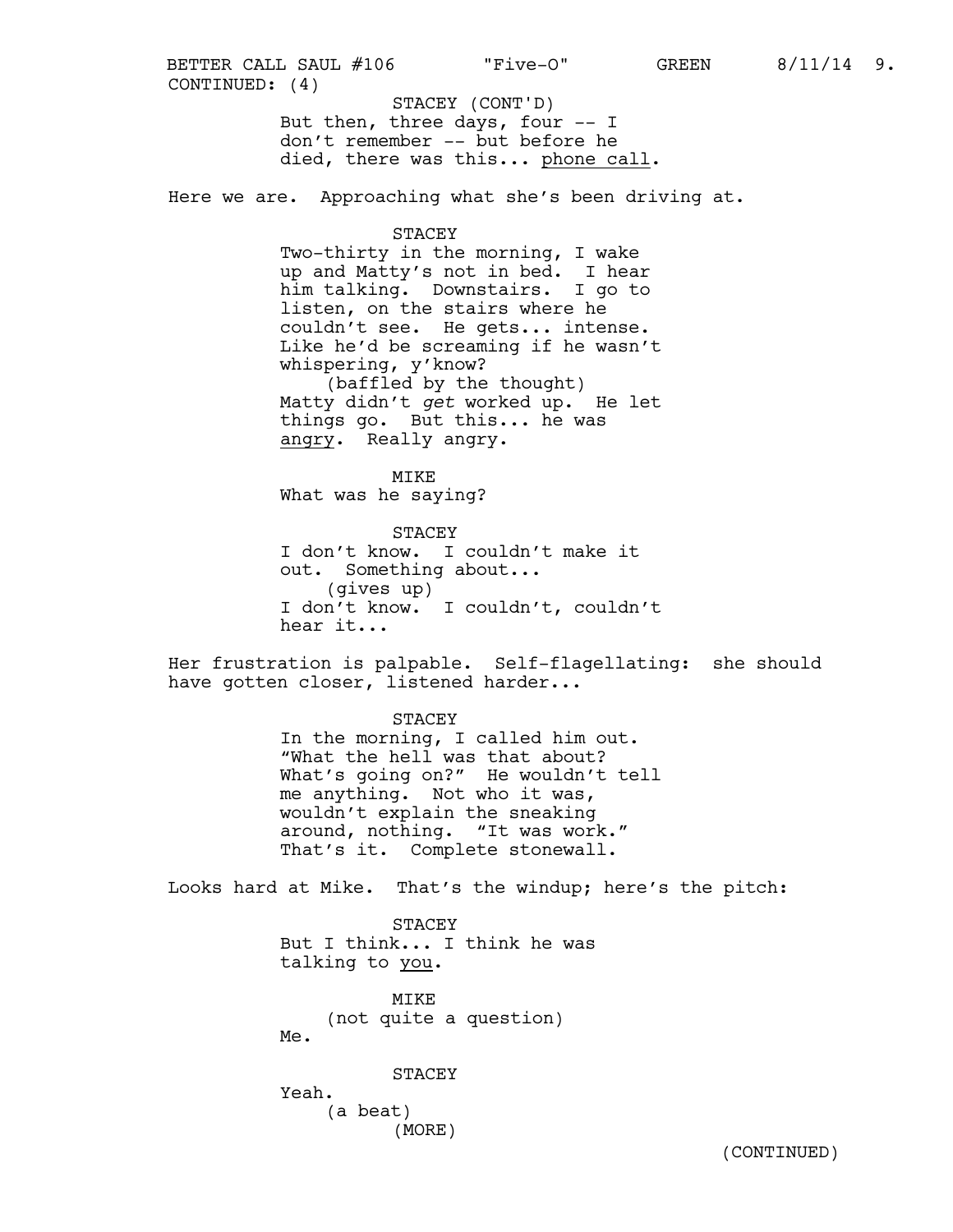CONTINUED: (4)

STACEY (CONT'D)
But then, three days, four -- I don't remember -- but before he died, there was this... <u>phone call</u>.

Here we are. Approaching what she's been driving at.

STACEY
Two-thirty in the morning, I wake up and Matty's not in bed. I hear him talking. Downstairs. I go to listen, on the stairs where he couldn't see. He gets... intense. Like he'd be screaming if he wasn't whispering, y'know?
(baffled by the thought)
Matty didn't *get* worked up. He let things go. But this... he was <u>angry</u>. Really angry.

MIKE
What was he saying?

STACEY
I don't know. I couldn't make it out. Something about...
(gives up)
I don't know. I couldn't, couldn't hear it...

Her frustration is palpable. Self-flagellating: she should have gotten closer, listened harder...

STACEY
In the morning, I called him out. "What the hell was that about? What's going on?" He wouldn't tell me anything. Not who it was, wouldn't explain the sneaking around, nothing. "It was work." That's it. Complete stonewall.

Looks hard at Mike. That's the windup; here's the pitch:

STACEY
But I think... I think he was talking to <u>you</u>.

MIKE
(not quite a question)
Me.

STACEY
Yeah.
(a beat)
(MORE)

(CONTINUED)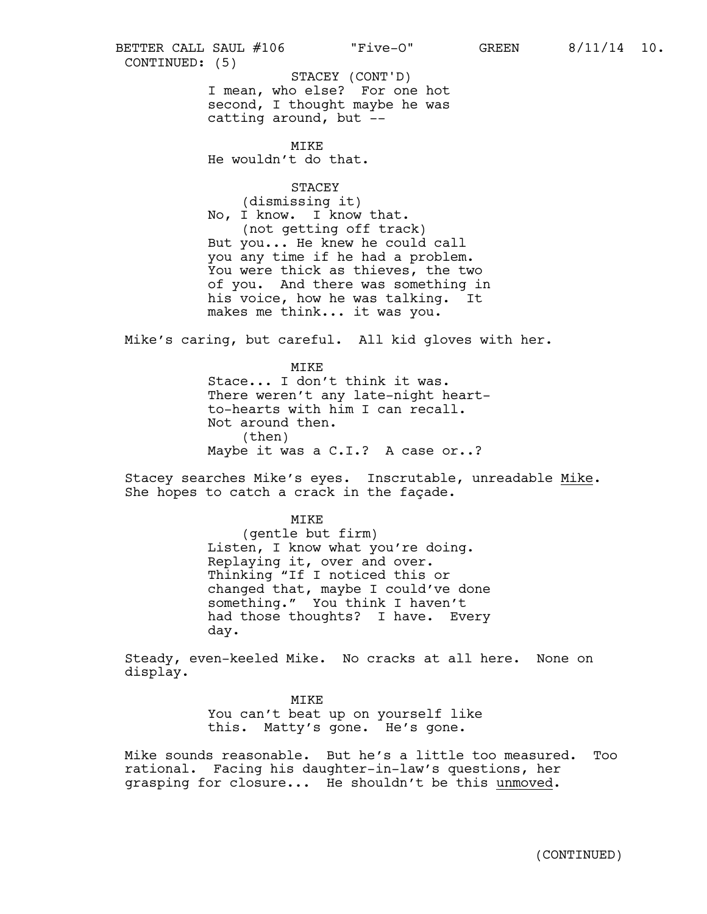CONTINUED: (5)

STACEY (CONT'D)
I mean, who else? For one hot second, I thought maybe he was catting around, but --

MIKE
He wouldn't do that.

STACEY
(dismissing it)
No, I know. I know that.
(not getting off track)
But you... He knew he could call you any time if he had a problem. You were thick as thieves, the two of you. And there was something in his voice, how he was talking. It makes me think... it was you.

Mike's caring, but careful. All kid gloves with her.

MIKE
Stace... I don't think it was. There weren't any late-night heart-to-hearts with him I can recall. Not around then.
(then)
Maybe it was a C.I.? A case or..?

Stacey searches Mike's eyes. Inscrutable, unreadable Mike. She hopes to catch a crack in the façade.

MIKE
(gentle but firm)
Listen, I know what you're doing. Replaying it, over and over. Thinking "If I noticed this or changed that, maybe I could've done something." You think I haven't had those thoughts? I have. Every day.

Steady, even-keeled Mike. No cracks at all here. None on display.

MIKE
You can't beat up on yourself like this. Matty's gone. He's gone.

Mike sounds reasonable. But he's a little too measured. Too rational. Facing his daughter-in-law's questions, her grasping for closure... He shouldn't be this unmoved.

(CONTINUED)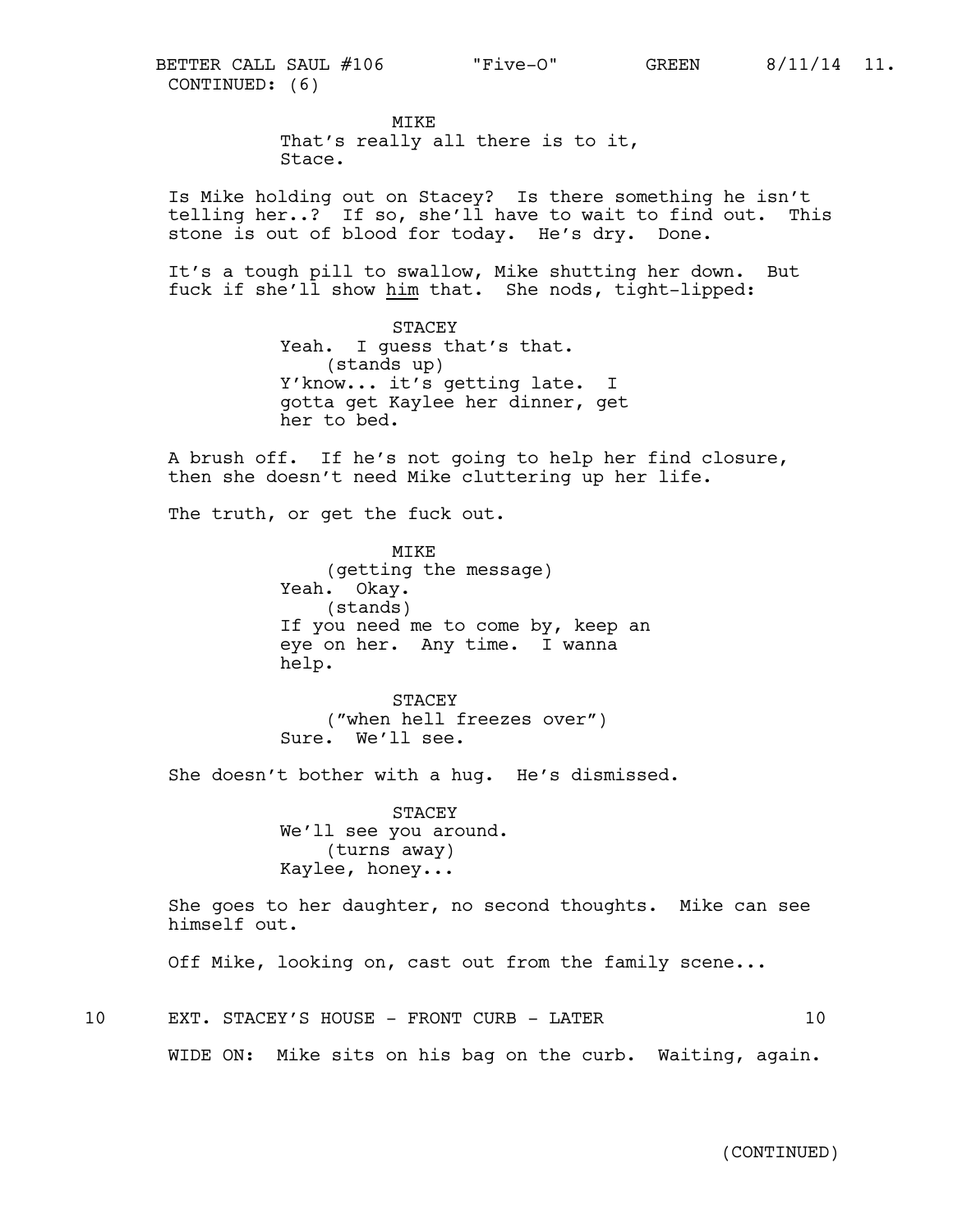CONTINUED: (6)

MIKE
That's really all there is to it, Stace.

Is Mike holding out on Stacey? Is there something he isn't telling her..? If so, she'll have to wait to find out. This stone is out of blood for today. He's dry. Done.

It's a tough pill to swallow, Mike shutting her down. But fuck if she'll show _him_ that. She nods, tight-lipped:

STACEY
Yeah. I guess that's that.
(stands up)
Y'know... it's getting late. I gotta get Kaylee her dinner, get her to bed.

A brush off. If he's not going to help her find closure, then she doesn't need Mike cluttering up her life.

The truth, or get the fuck out.

MIKE
(getting the message)
Yeah. Okay.
(stands)
If you need me to come by, keep an eye on her. Any time. I wanna help.

STACEY
("when hell freezes over")
Sure. We'll see.

She doesn't bother with a hug. He's dismissed.

STACEY
We'll see you around.
(turns away)
Kaylee, honey...

She goes to her daughter, no second thoughts. Mike can see himself out.

Off Mike, looking on, cast out from the family scene...

10 EXT. STACEY'S HOUSE - FRONT CURB - LATER 10

WIDE ON: Mike sits on his bag on the curb. Waiting, again.

(CONTINUED)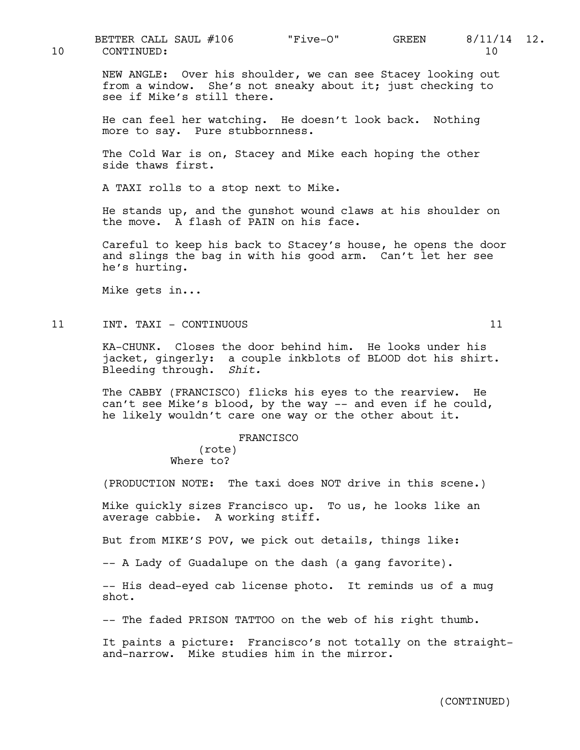10 CONTINUED: 10

NEW ANGLE: Over his shoulder, we can see Stacey looking out from a window. She's not sneaky about it; just checking to see if Mike's still there.

He can feel her watching. He doesn't look back. Nothing more to say. Pure stubbornness.

The Cold War is on, Stacey and Mike each hoping the other side thaws first.

A TAXI rolls to a stop next to Mike.

He stands up, and the gunshot wound claws at his shoulder on the move. A flash of PAIN on his face.

Careful to keep his back to Stacey's house, he opens the door and slings the bag in with his good arm. Can't let her see he's hurting.

Mike gets in...

11 INT. TAXI - CONTINUOUS 11

KA-CHUNK. Closes the door behind him. He looks under his jacket, gingerly: a couple inkblots of BLOOD dot his shirt. Bleeding through. *Shit.*

The CABBY (FRANCISCO) flicks his eyes to the rearview. He can't see Mike's blood, by the way -- and even if he could, he likely wouldn't care one way or the other about it.

FRANCISCO
(rote)
Where to?

(PRODUCTION NOTE: The taxi does NOT drive in this scene.)

Mike quickly sizes Francisco up. To us, he looks like an average cabbie. A working stiff.

But from MIKE'S POV, we pick out details, things like:

-- A Lady of Guadalupe on the dash (a gang favorite).

-- His dead-eyed cab license photo. It reminds us of a mug shot.

-- The faded PRISON TATTOO on the web of his right thumb.

It paints a picture: Francisco's not totally on the straight-and-narrow. Mike studies him in the mirror.

(CONTINUED)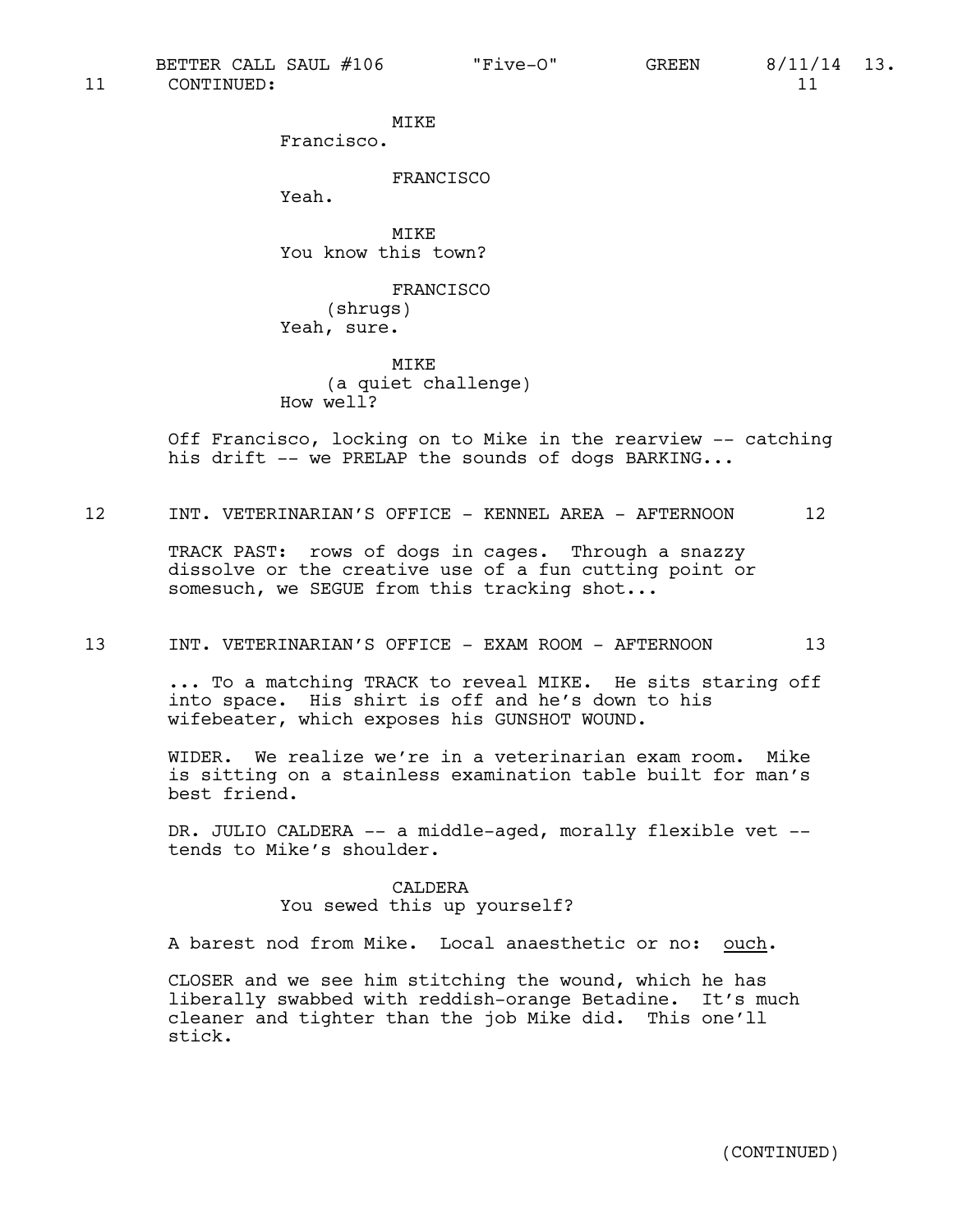11 CONTINUED: 11

MIKE
Francisco.

FRANCISCO
Yeah.

MIKE
You know this town?

FRANCISCO
(shrugs)
Yeah, sure.

MIKE
(a quiet challenge)
How well?

Off Francisco, locking on to Mike in the rearview -- catching his drift -- we PRELAP the sounds of dogs BARKING...

12 INT. VETERINARIAN'S OFFICE - KENNEL AREA - AFTERNOON 12

TRACK PAST: rows of dogs in cages. Through a snazzy dissolve or the creative use of a fun cutting point or somesuch, we SEGUE from this tracking shot...

13 INT. VETERINARIAN'S OFFICE - EXAM ROOM - AFTERNOON 13

... To a matching TRACK to reveal MIKE. He sits staring off into space. His shirt is off and he's down to his wifebeater, which exposes his GUNSHOT WOUND.

WIDER. We realize we're in a veterinarian exam room. Mike is sitting on a stainless examination table built for man's best friend.

DR. JULIO CALDERA -- a middle-aged, morally flexible vet -- tends to Mike's shoulder.

CALDERA
You sewed this up yourself?

A barest nod from Mike. Local anaesthetic or no: ouch.

CLOSER and we see him stitching the wound, which he has liberally swabbed with reddish-orange Betadine. It's much cleaner and tighter than the job Mike did. This one'll stick.

(CONTINUED)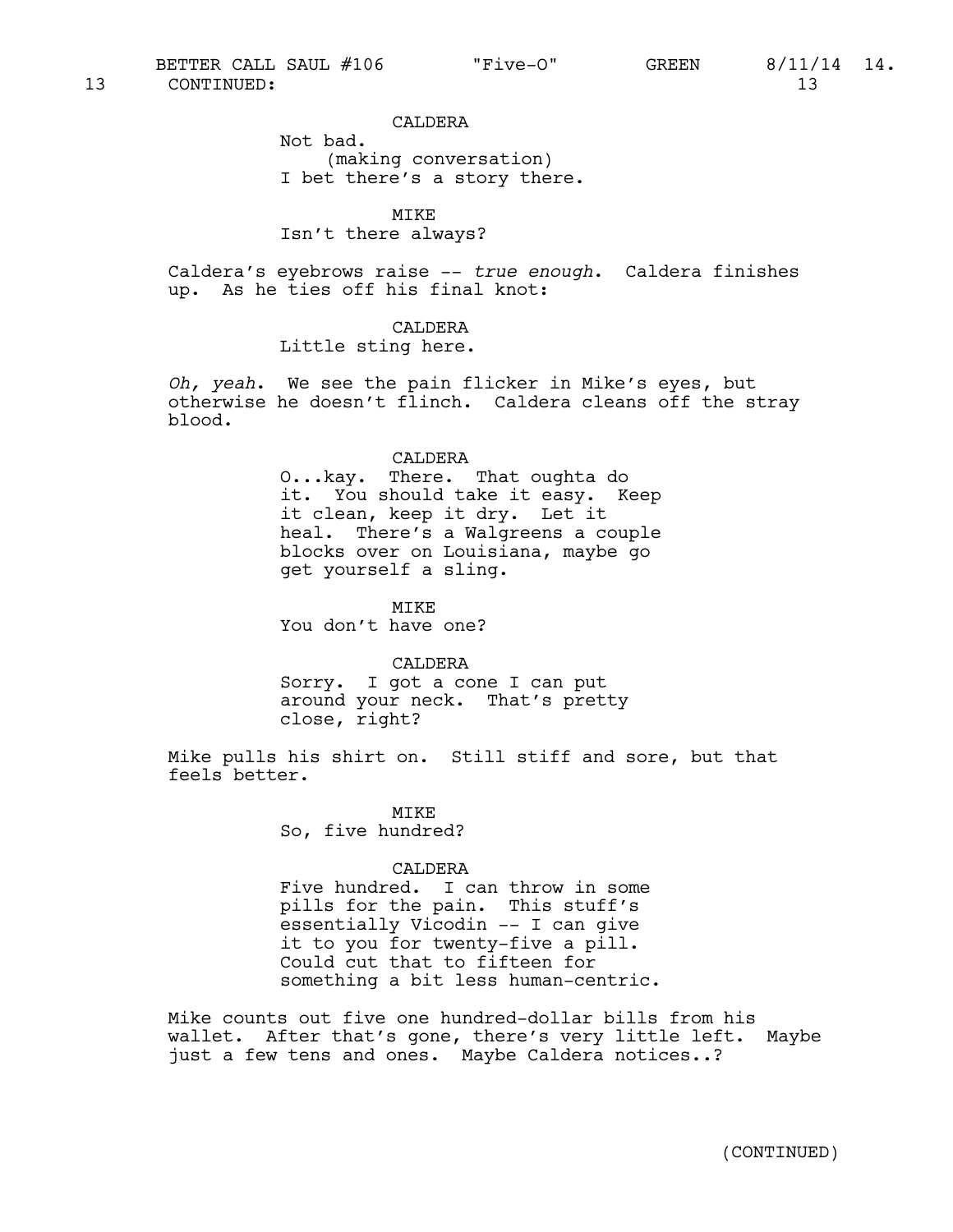13 CONTINUED: 13

CALDERA

Not bad.

(making conversation)

I bet there's a story there.

MIKE

Isn't there always?

Caldera's eyebrows raise -- *true enough*. Caldera finishes up. As he ties off his final knot:

CALDERA

Little sting here.

*Oh, yeah*. We see the pain flicker in Mike's eyes, but otherwise he doesn't flinch. Caldera cleans off the stray blood.

CALDERA

O...kay. There. That oughta do it. You should take it easy. Keep it clean, keep it dry. Let it heal. There's a Walgreens a couple blocks over on Louisiana, maybe go get yourself a sling.

MIKE

You don't have one?

CALDERA

Sorry. I got a cone I can put around your neck. That's pretty close, right?

Mike pulls his shirt on. Still stiff and sore, but that feels better.

MIKE

So, five hundred?

CALDERA

Five hundred. I can throw in some pills for the pain. This stuff's essentially Vicodin -- I can give it to you for twenty-five a pill. Could cut that to fifteen for something a bit less human-centric.

Mike counts out five one hundred-dollar bills from his wallet. After that's gone, there's very little left. Maybe just a few tens and ones. Maybe Caldera notices..?

(CONTINUED)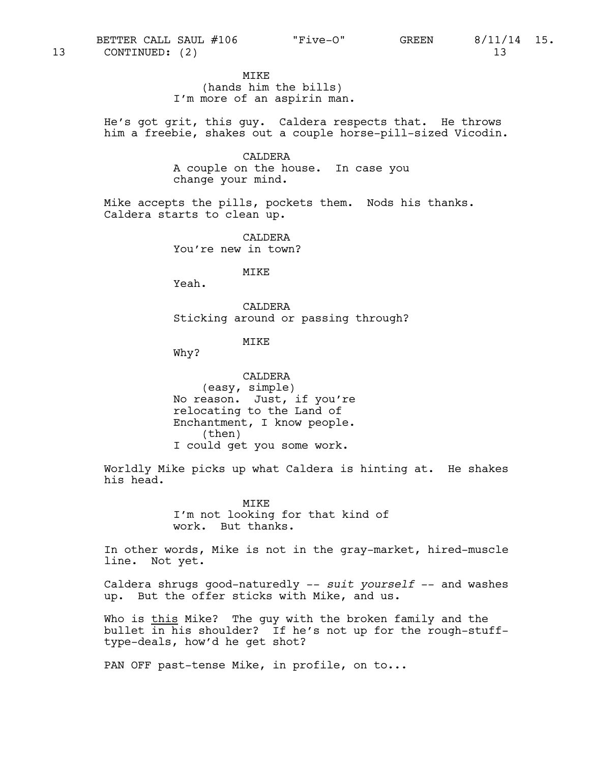13 CONTINUED: (2) 13

MIKE
(hands him the bills)
I'm more of an aspirin man.

He's got grit, this guy. Caldera respects that. He throws him a freebie, shakes out a couple horse-pill-sized Vicodin.

CALDERA
A couple on the house. In case you change your mind.

Mike accepts the pills, pockets them. Nods his thanks. Caldera starts to clean up.

CALDERA
You're new in town?

MIKE
Yeah.

CALDERA
Sticking around or passing through?

MIKE
Why?

CALDERA
(easy, simple)
No reason. Just, if you're relocating to the Land of Enchantment, I know people.
(then)
I could get you some work.

Worldly Mike picks up what Caldera is hinting at. He shakes his head.

MIKE
I'm not looking for that kind of work. But thanks.

In other words, Mike is not in the gray-market, hired-muscle line. Not yet.

Caldera shrugs good-naturedly -- *suit yourself* -- and washes up. But the offer sticks with Mike, and us.

Who is <u>this</u> Mike? The guy with the broken family and the bullet in his shoulder? If he's not up for the rough-stuff-type-deals, how'd he get shot?

PAN OFF past-tense Mike, in profile, on to...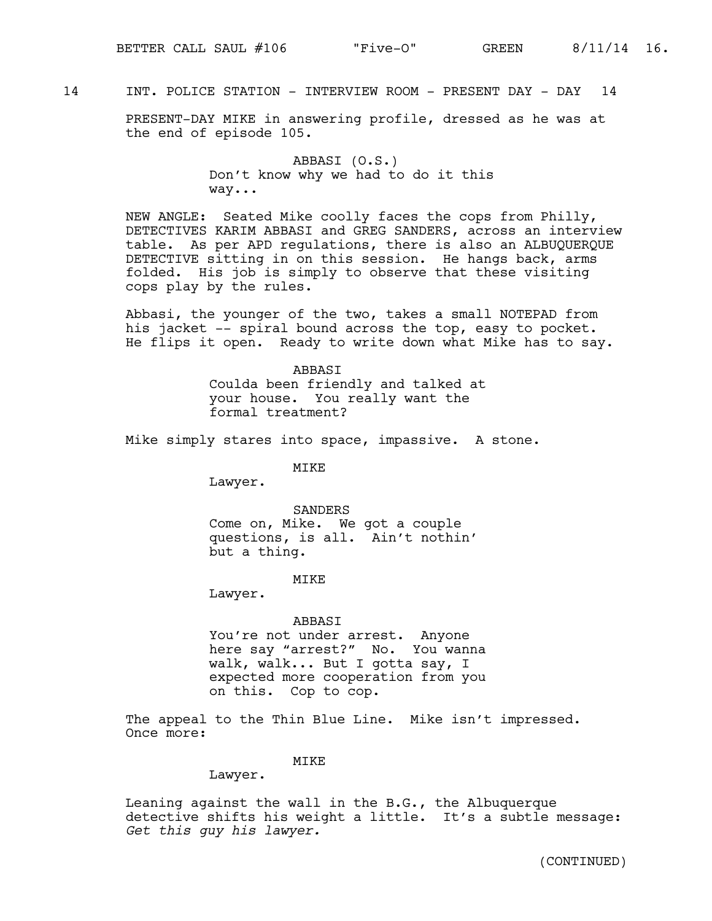14 INT. POLICE STATION - INTERVIEW ROOM - PRESENT DAY - DAY 14

PRESENT-DAY MIKE in answering profile, dressed as he was at the end of episode 105.

ABBASI (O.S.)
Don't know why we had to do it this way...

NEW ANGLE: Seated Mike coolly faces the cops from Philly, DETECTIVES KARIM ABBASI and GREG SANDERS, across an interview table. As per APD regulations, there is also an ALBUQUERQUE DETECTIVE sitting in on this session. He hangs back, arms folded. His job is simply to observe that these visiting cops play by the rules.

Abbasi, the younger of the two, takes a small NOTEPAD from his jacket -- spiral bound across the top, easy to pocket. He flips it open. Ready to write down what Mike has to say.

ABBASI
Coulda been friendly and talked at your house. You really want the formal treatment?

Mike simply stares into space, impassive. A stone.

MIKE
Lawyer.

SANDERS
Come on, Mike. We got a couple questions, is all. Ain't nothin' but a thing.

MIKE
Lawyer.

ABBASI
You're not under arrest. Anyone here say "arrest?" No. You wanna walk, walk... But I gotta say, I expected more cooperation from you on this. Cop to cop.

The appeal to the Thin Blue Line. Mike isn't impressed. Once more:

MIKE
Lawyer.

Leaning against the wall in the B.G., the Albuquerque detective shifts his weight a little. It's a subtle message: *Get this guy his lawyer.*

(CONTINUED)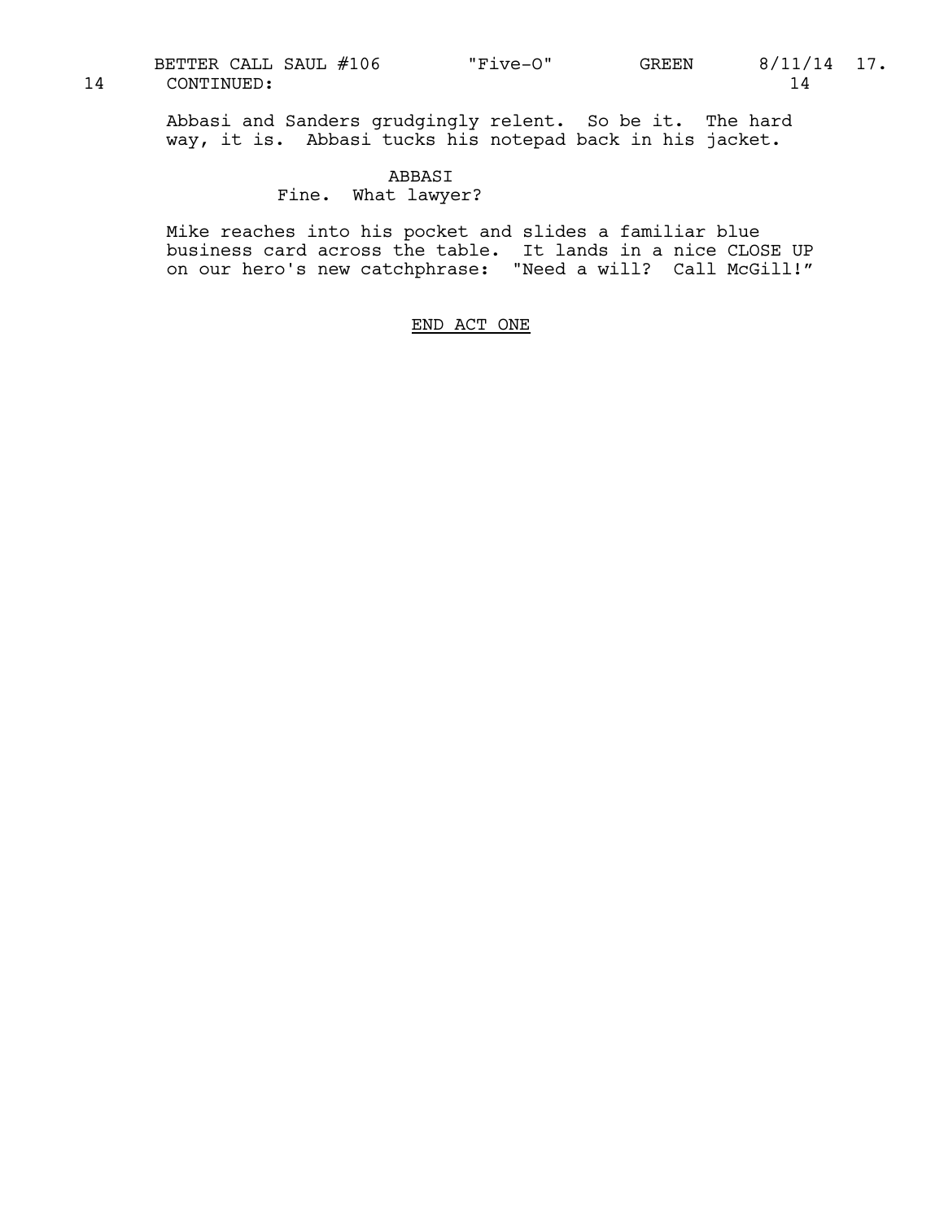14 CONTINUED: 14

Abbasi and Sanders grudgingly relent. So be it. The hard way, it is. Abbasi tucks his notepad back in his jacket.

ABBASI
Fine. What lawyer?

Mike reaches into his pocket and slides a familiar blue business card across the table. It lands in a nice CLOSE UP on our hero's new catchphrase: "Need a will? Call McGill!"

END ACT ONE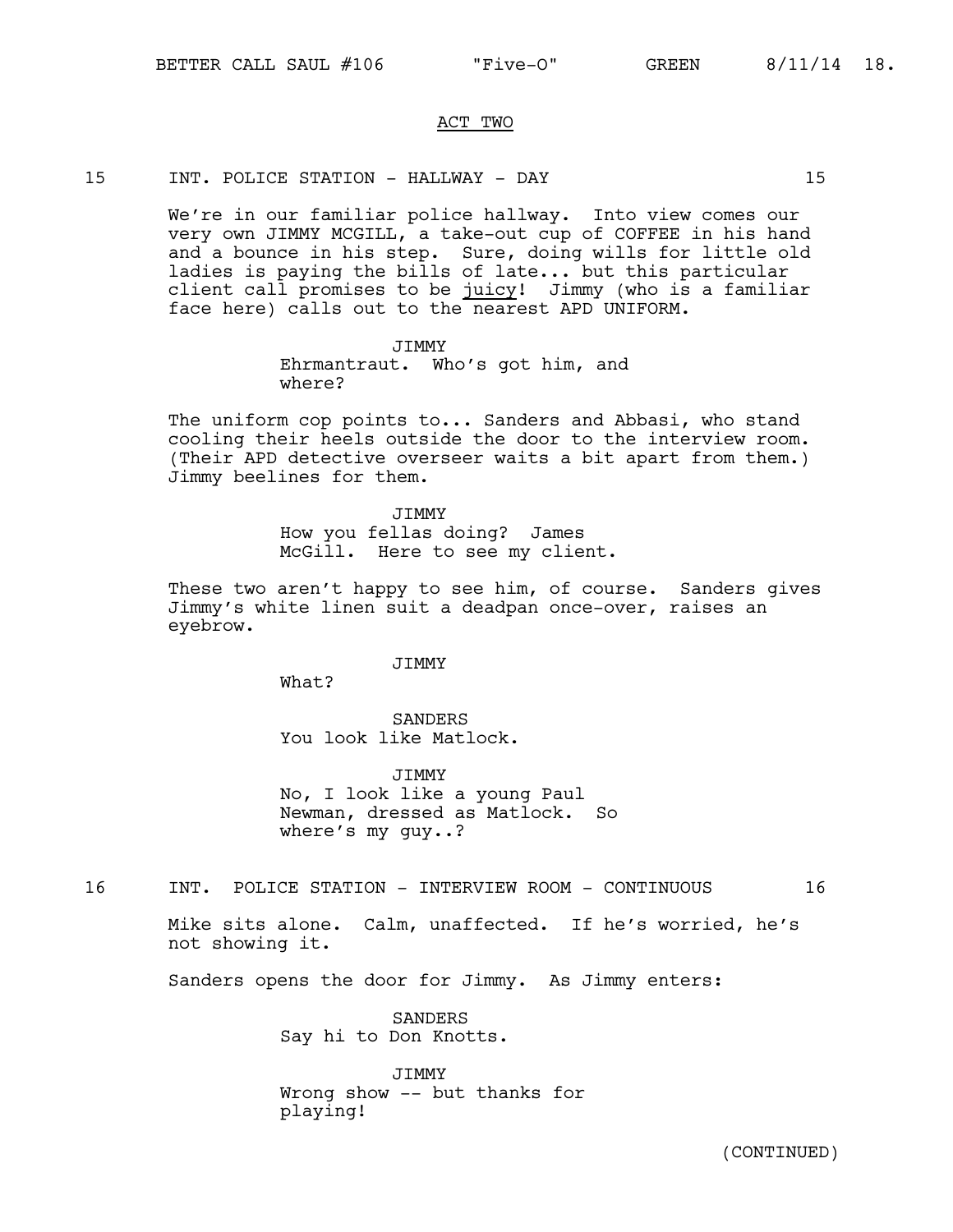ACT TWO

15 INT. POLICE STATION - HALLWAY - DAY 15

We're in our familiar police hallway. Into view comes our very own JIMMY MCGILL, a take-out cup of COFFEE in his hand and a bounce in his step. Sure, doing wills for little old ladies is paying the bills of late... but this particular client call promises to be juicy! Jimmy (who is a familiar face here) calls out to the nearest APD UNIFORM.

JIMMY
Ehrmantraut. Who's got him, and where?

The uniform cop points to... Sanders and Abbasi, who stand cooling their heels outside the door to the interview room. (Their APD detective overseer waits a bit apart from them.) Jimmy beelines for them.

JIMMY
How you fellas doing? James McGill. Here to see my client.

These two aren't happy to see him, of course. Sanders gives Jimmy's white linen suit a deadpan once-over, raises an eyebrow.

JIMMY
What?

SANDERS
You look like Matlock.

JIMMY
No, I look like a young Paul Newman, dressed as Matlock. So where's my guy..?

16 INT. POLICE STATION - INTERVIEW ROOM - CONTINUOUS 16

Mike sits alone. Calm, unaffected. If he's worried, he's not showing it.

Sanders opens the door for Jimmy. As Jimmy enters:

SANDERS
Say hi to Don Knotts.

JIMMY
Wrong show -- but thanks for playing!

(CONTINUED)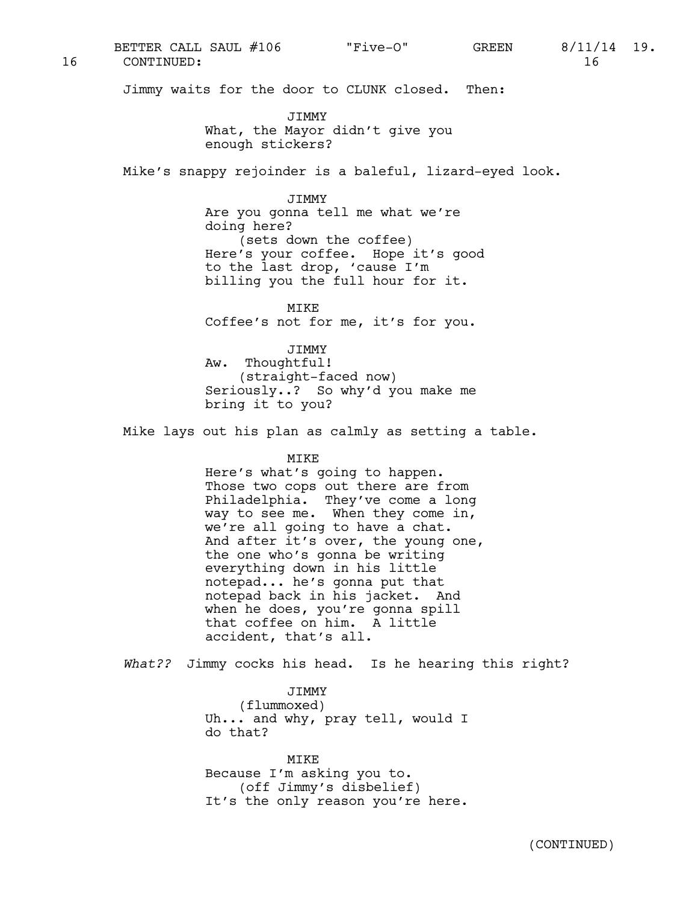16 CONTINUED: 16

Jimmy waits for the door to CLUNK closed. Then:

JIMMY
What, the Mayor didn't give you enough stickers?

Mike's snappy rejoinder is a baleful, lizard-eyed look.

JIMMY
Are you gonna tell me what we're doing here?
(sets down the coffee)
Here's your coffee. Hope it's good to the last drop, 'cause I'm billing you the full hour for it.

MIKE
Coffee's not for me, it's for you.

JIMMY
Aw. Thoughtful!
(straight-faced now)
Seriously..? So why'd you make me bring it to you?

Mike lays out his plan as calmly as setting a table.

MIKE
Here's what's going to happen. Those two cops out there are from Philadelphia. They've come a long way to see me. When they come in, we're all going to have a chat. And after it's over, the young one, the one who's gonna be writing everything down in his little notepad... he's gonna put that notepad back in his jacket. And when he does, you're gonna spill that coffee on him. A little accident, that's all.

*What??* Jimmy cocks his head. Is he hearing this right?

JIMMY
(flummoxed)
Uh... and why, pray tell, would I do that?

MIKE
Because I'm asking you to.
(off Jimmy's disbelief)
It's the only reason you're here.

(CONTINUED)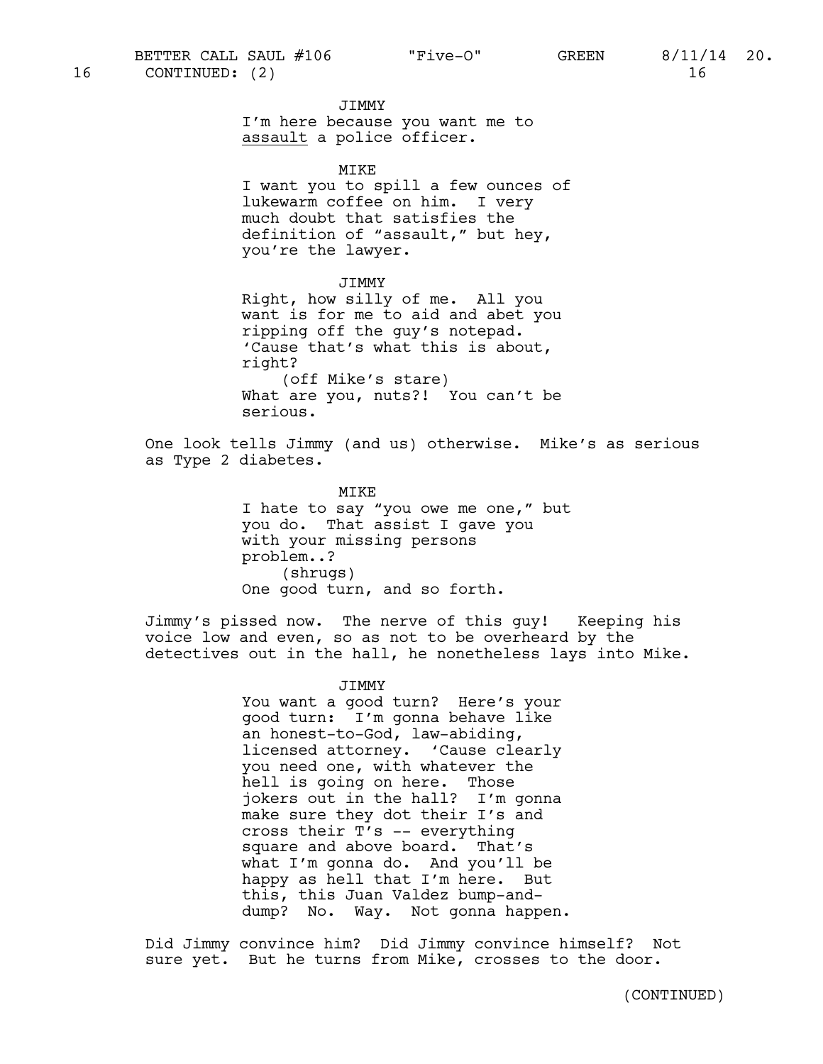16 CONTINUED: (2) 16

JIMMY
I'm here because you want me to assault a police officer.

MIKE
I want you to spill a few ounces of lukewarm coffee on him. I very much doubt that satisfies the definition of "assault," but hey, you're the lawyer.

JIMMY
Right, how silly of me. All you want is for me to aid and abet you ripping off the guy's notepad. 'Cause that's what this is about, right?
(off Mike's stare)
What are you, nuts?! You can't be serious.

One look tells Jimmy (and us) otherwise. Mike's as serious as Type 2 diabetes.

MIKE
I hate to say "you owe me one," but you do. That assist I gave you with your missing persons problem..?
(shrugs)
One good turn, and so forth.

Jimmy's pissed now. The nerve of this guy! Keeping his voice low and even, so as not to be overheard by the detectives out in the hall, he nonetheless lays into Mike.

JIMMY
You want a good turn? Here's your good turn: I'm gonna behave like an honest-to-God, law-abiding, licensed attorney. 'Cause clearly you need one, with whatever the hell is going on here. Those jokers out in the hall? I'm gonna make sure they dot their I's and cross their T's -- everything square and above board. That's what I'm gonna do. And you'll be happy as hell that I'm here. But this, this Juan Valdez bump-and-dump? No. Way. Not gonna happen.

Did Jimmy convince him? Did Jimmy convince himself? Not sure yet. But he turns from Mike, crosses to the door.

(CONTINUED)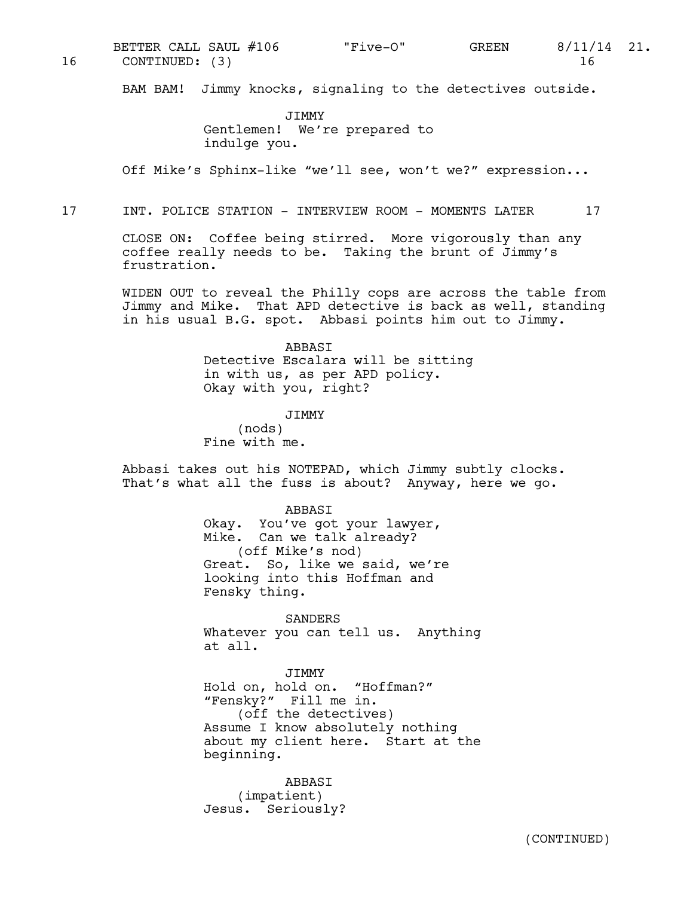16 CONTINUED: (3) 16

BAM BAM! Jimmy knocks, signaling to the detectives outside.

JIMMY
Gentlemen! We're prepared to indulge you.

Off Mike's Sphinx-like "we'll see, won't we?" expression...

17 INT. POLICE STATION - INTERVIEW ROOM - MOMENTS LATER 17

CLOSE ON: Coffee being stirred. More vigorously than any coffee really needs to be. Taking the brunt of Jimmy's frustration.

WIDEN OUT to reveal the Philly cops are across the table from Jimmy and Mike. That APD detective is back as well, standing in his usual B.G. spot. Abbasi points him out to Jimmy.

ABBASI
Detective Escalara will be sitting in with us, as per APD policy. Okay with you, right?

JIMMY
(nods)
Fine with me.

Abbasi takes out his NOTEPAD, which Jimmy subtly clocks. That's what all the fuss is about? Anyway, here we go.

ABBASI
Okay. You've got your lawyer, Mike. Can we talk already?
(off Mike's nod)
Great. So, like we said, we're looking into this Hoffman and Fensky thing.

SANDERS
Whatever you can tell us. Anything at all.

JIMMY
Hold on, hold on. "Hoffman?" "Fensky?" Fill me in.
(off the detectives)
Assume I know absolutely nothing about my client here. Start at the beginning.

ABBASI
(impatient)
Jesus. Seriously?

(CONTINUED)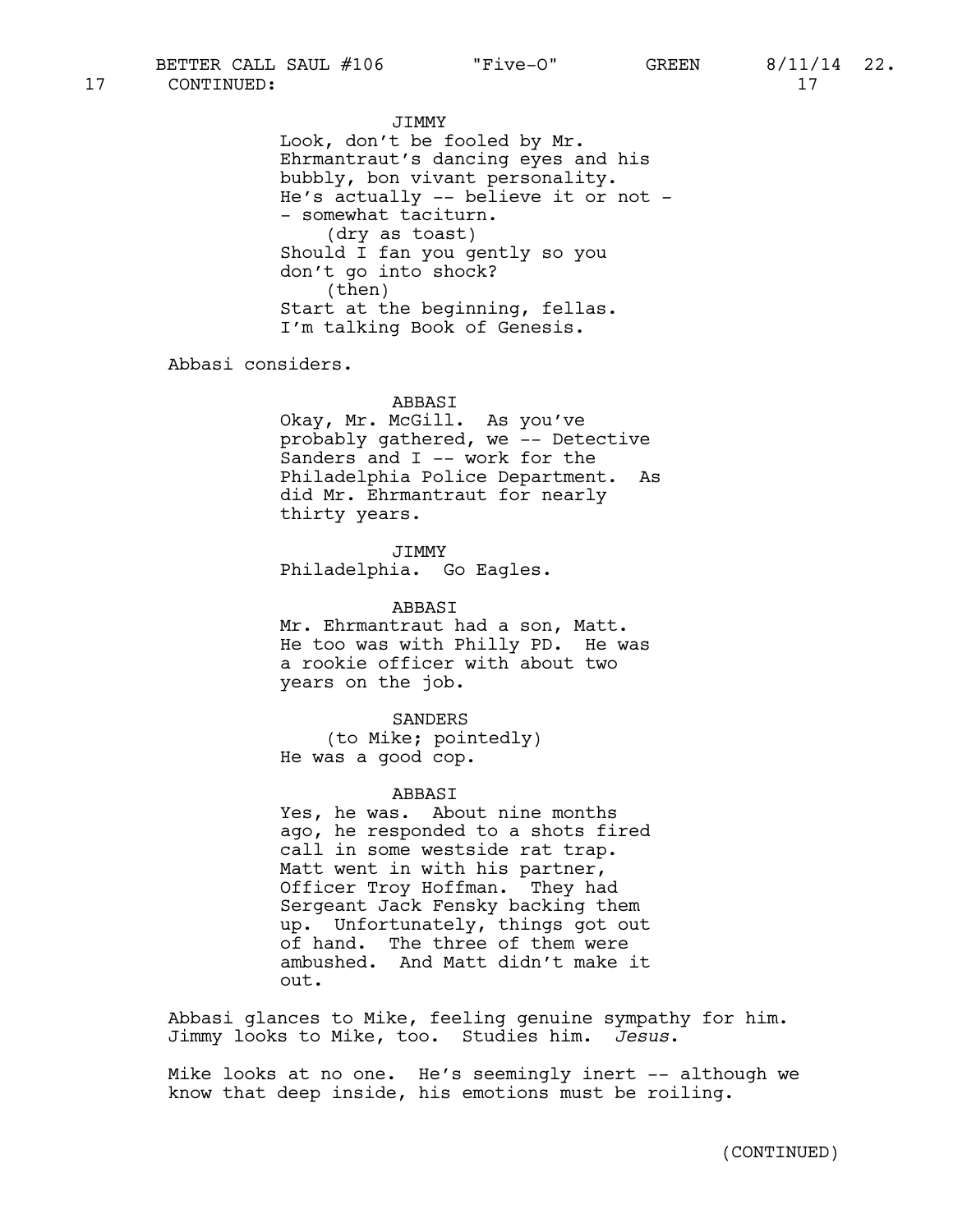17 CONTINUED: 17

JIMMY

Look, don't be fooled by Mr. Ehrmantraut's dancing eyes and his bubbly, bon vivant personality. He's actually -- believe it or not -- somewhat taciturn.

(dry as toast)

Should I fan you gently so you don't go into shock?

(then)

Start at the beginning, fellas. I'm talking Book of Genesis.

Abbasi considers.

ABBASI

Okay, Mr. McGill. As you've probably gathered, we -- Detective Sanders and I -- work for the Philadelphia Police Department. As did Mr. Ehrmantraut for nearly thirty years.

JIMMY

Philadelphia. Go Eagles.

ABBASI

Mr. Ehrmantraut had a son, Matt. He too was with Philly PD. He was a rookie officer with about two years on the job.

SANDERS

(to Mike; pointedly)

He was a good cop.

ABBASI

Yes, he was. About nine months ago, he responded to a shots fired call in some westside rat trap. Matt went in with his partner, Officer Troy Hoffman. They had Sergeant Jack Fensky backing them up. Unfortunately, things got out of hand. The three of them were ambushed. And Matt didn't make it out.

Abbasi glances to Mike, feeling genuine sympathy for him. Jimmy looks to Mike, too. Studies him. *Jesus*.

Mike looks at no one. He's seemingly inert -- although we know that deep inside, his emotions must be roiling.

(CONTINUED)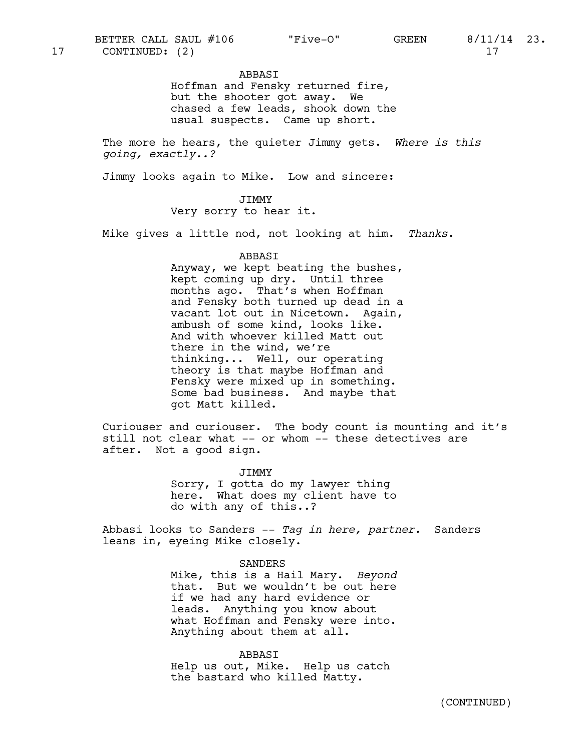17 CONTINUED: (2) 17

ABBASI
Hoffman and Fensky returned fire, but the shooter got away. We chased a few leads, shook down the usual suspects. Came up short.

The more he hears, the quieter Jimmy gets. *Where is this going, exactly..?*

Jimmy looks again to Mike. Low and sincere:

JIMMY
Very sorry to hear it.

Mike gives a little nod, not looking at him. *Thanks*.

ABBASI
Anyway, we kept beating the bushes, kept coming up dry. Until three months ago. That's when Hoffman and Fensky both turned up dead in a vacant lot out in Nicetown. Again, ambush of some kind, looks like. And with whoever killed Matt out there in the wind, we're thinking... Well, our operating theory is that maybe Hoffman and Fensky were mixed up in something. Some bad business. And maybe that got Matt killed.

Curiouser and curiouser. The body count is mounting and it's still not clear what -- or whom -- these detectives are after. Not a good sign.

JIMMY
Sorry, I gotta do my lawyer thing here. What does my client have to do with any of this..?

Abbasi looks to Sanders -- *Tag in here, partner.* Sanders leans in, eyeing Mike closely.

SANDERS
Mike, this is a Hail Mary. *Beyond* that. But we wouldn't be out here if we had any hard evidence or leads. Anything you know about what Hoffman and Fensky were into. Anything about them at all.

ABBASI
Help us out, Mike. Help us catch the bastard who killed Matty.

(CONTINUED)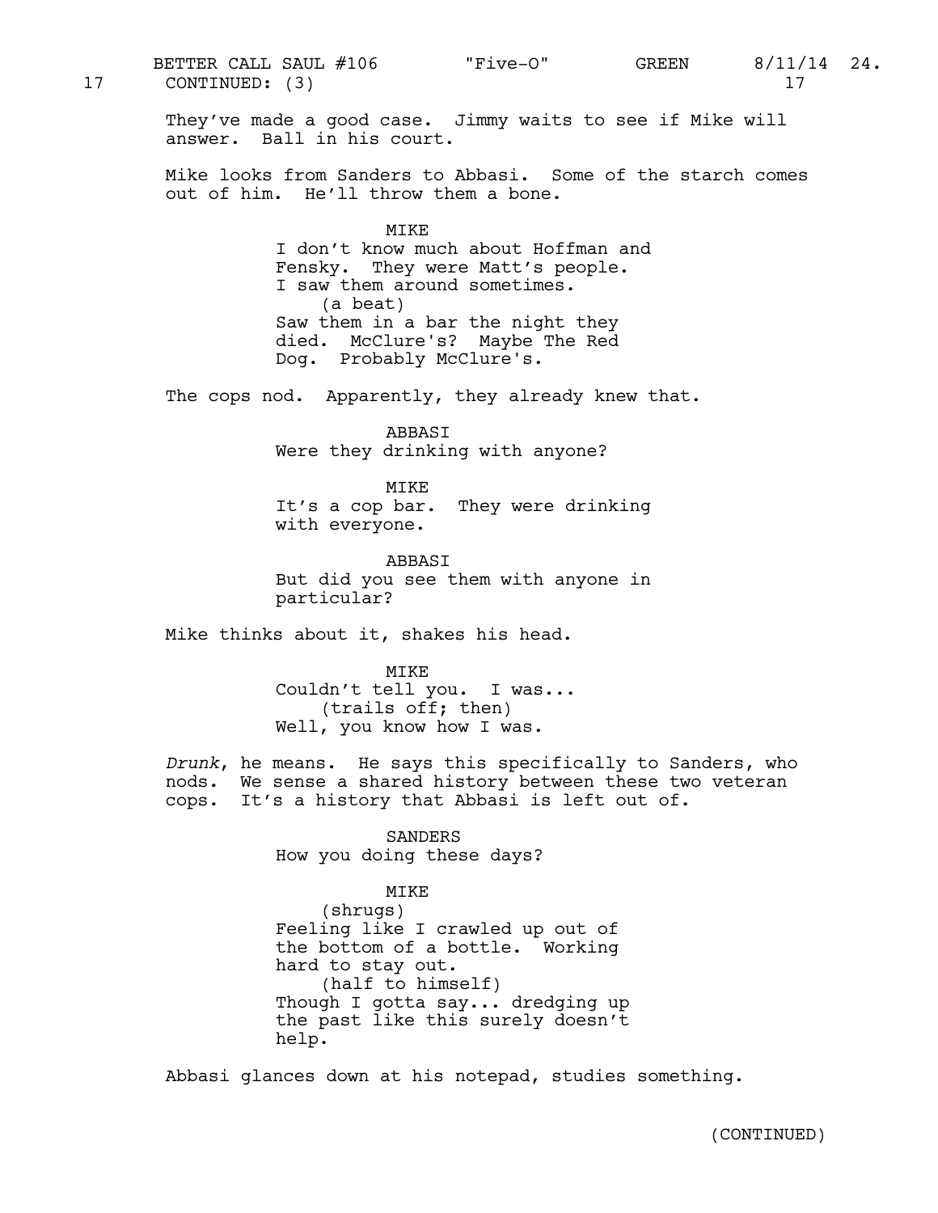17 CONTINUED: (3) 17

They've made a good case. Jimmy waits to see if Mike will answer. Ball in his court.

Mike looks from Sanders to Abbasi. Some of the starch comes out of him. He'll throw them a bone.

MIKE

I don't know much about Hoffman and Fensky. They were Matt's people. I saw them around sometimes.

(a beat)

Saw them in a bar the night they died. McClure's? Maybe The Red Dog. Probably McClure's.

The cops nod. Apparently, they already knew that.

ABBASI

Were they drinking with anyone?

MIKE

It's a cop bar. They were drinking with everyone.

ABBASI

But did you see them with anyone in particular?

Mike thinks about it, shakes his head.

MIKE

Couldn't tell you. I was...

(trails off; then)

Well, you know how I was.

*Drunk*, he means. He says this specifically to Sanders, who nods. We sense a shared history between these two veteran cops. It's a history that Abbasi is left out of.

SANDERS

How you doing these days?

MIKE

(shrugs)

Feeling like I crawled up out of the bottom of a bottle. Working hard to stay out.

(half to himself)

Though I gotta say... dredging up the past like this surely doesn't help.

Abbasi glances down at his notepad, studies something.

(CONTINUED)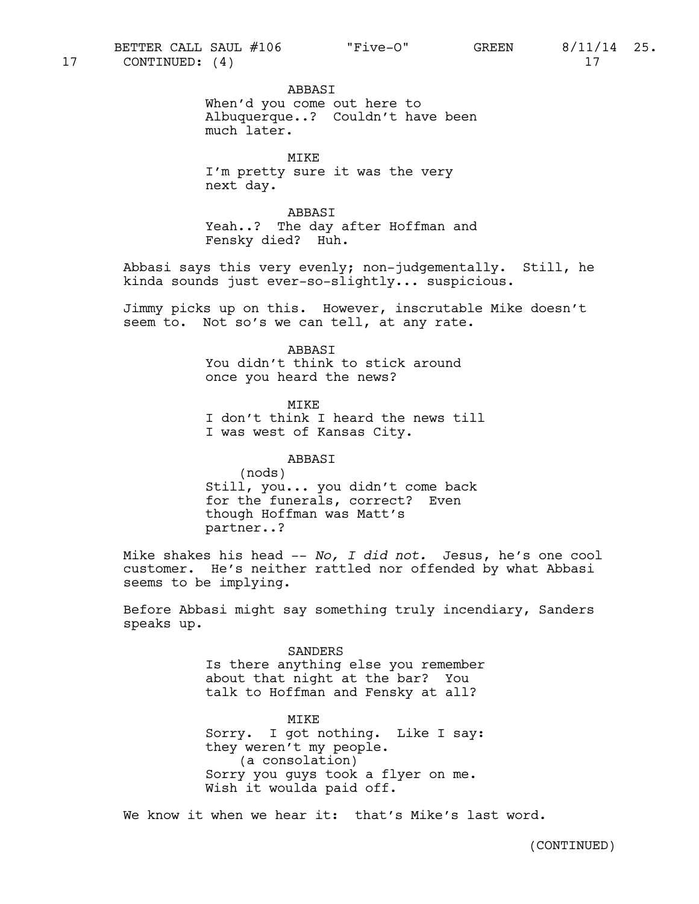17 CONTINUED: (4) 17

ABBASI
When'd you come out here to Albuquerque..? Couldn't have been much later.

MIKE
I'm pretty sure it was the very next day.

ABBASI
Yeah..? The day after Hoffman and Fensky died? Huh.

Abbasi says this very evenly; non-judgementally. Still, he kinda sounds just ever-so-slightly... suspicious.

Jimmy picks up on this. However, inscrutable Mike doesn't seem to. Not so's we can tell, at any rate.

ABBASI
You didn't think to stick around once you heard the news?

MIKE
I don't think I heard the news till I was west of Kansas City.

ABBASI
(nods)
Still, you... you didn't come back for the funerals, correct? Even though Hoffman was Matt's partner..?

Mike shakes his head -- *No, I did not.* Jesus, he's one cool customer. He's neither rattled nor offended by what Abbasi seems to be implying.

Before Abbasi might say something truly incendiary, Sanders speaks up.

SANDERS
Is there anything else you remember about that night at the bar? You talk to Hoffman and Fensky at all?

MIKE
Sorry. I got nothing. Like I say: they weren't my people.
(a consolation)
Sorry you guys took a flyer on me. Wish it woulda paid off.

We know it when we hear it: that's Mike's last word.

(CONTINUED)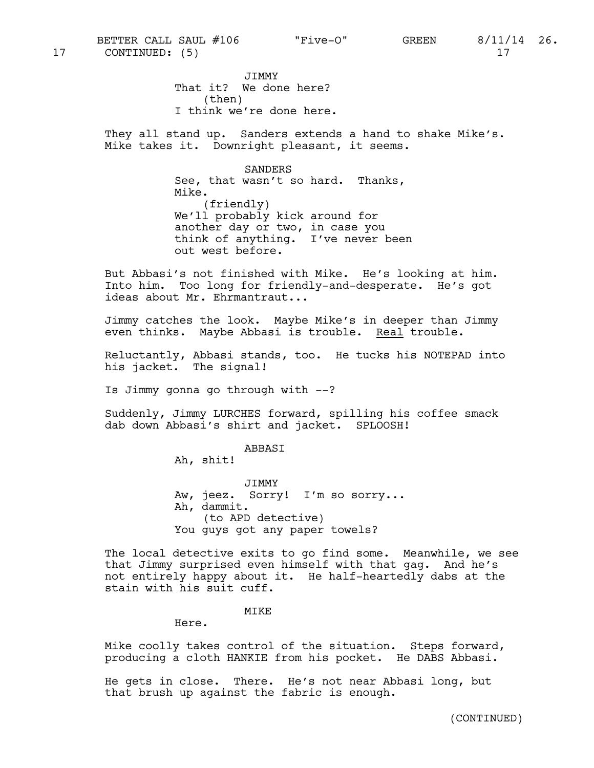17 CONTINUED: (5) 17

JIMMY
That it? We done here?
(then)
I think we're done here.

They all stand up. Sanders extends a hand to shake Mike's. Mike takes it. Downright pleasant, it seems.

SANDERS
See, that wasn't so hard. Thanks, Mike.
(friendly)
We'll probably kick around for another day or two, in case you think of anything. I've never been out west before.

But Abbasi's not finished with Mike. He's looking at him. Into him. Too long for friendly-and-desperate. He's got ideas about Mr. Ehrmantraut...

Jimmy catches the look. Maybe Mike's in deeper than Jimmy even thinks. Maybe Abbasi is trouble. Real trouble.

Reluctantly, Abbasi stands, too. He tucks his NOTEPAD into his jacket. The signal!

Is Jimmy gonna go through with --?

Suddenly, Jimmy LURCHES forward, spilling his coffee smack dab down Abbasi's shirt and jacket. SPLOOSH!

ABBASI
Ah, shit!

JIMMY
Aw, jeez. Sorry! I'm so sorry...
Ah, dammit.
(to APD detective)
You guys got any paper towels?

The local detective exits to go find some. Meanwhile, we see that Jimmy surprised even himself with that gag. And he's not entirely happy about it. He half-heartedly dabs at the stain with his suit cuff.

MIKE
Here.

Mike coolly takes control of the situation. Steps forward, producing a cloth HANKIE from his pocket. He DABS Abbasi.

He gets in close. There. He's not near Abbasi long, but that brush up against the fabric is enough.

(CONTINUED)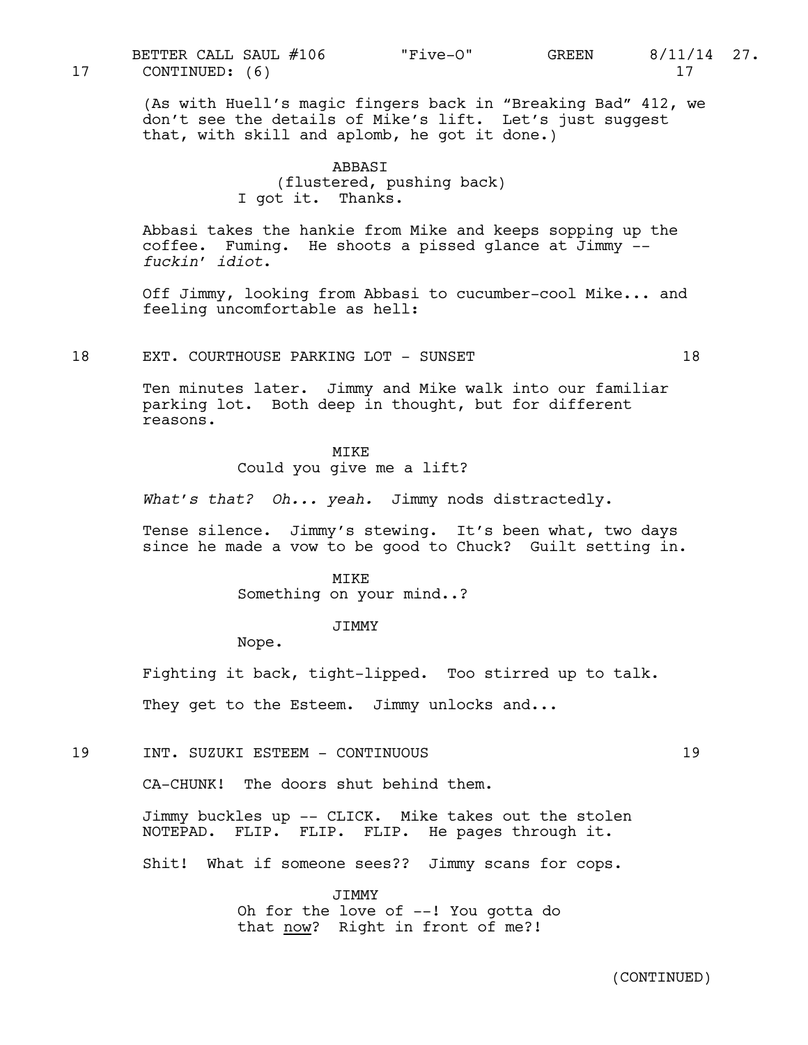17 CONTINUED: (6) 17

(As with Huell's magic fingers back in "Breaking Bad" 412, we don't see the details of Mike's lift. Let's just suggest that, with skill and aplomb, he got it done.)

ABBASI
(flustered, pushing back)
I got it. Thanks.

Abbasi takes the hankie from Mike and keeps sopping up the coffee. Fuming. He shoots a pissed glance at Jimmy -- *fuckin' idiot.*

Off Jimmy, looking from Abbasi to cucumber-cool Mike... and feeling uncomfortable as hell:

18 EXT. COURTHOUSE PARKING LOT - SUNSET 18

Ten minutes later. Jimmy and Mike walk into our familiar parking lot. Both deep in thought, but for different reasons.

MIKE
Could you give me a lift?

*What's that? Oh... yeah.* Jimmy nods distractedly.

Tense silence. Jimmy's stewing. It's been what, two days since he made a vow to be good to Chuck? Guilt setting in.

MIKE
Something on your mind..?

JIMMY
Nope.

Fighting it back, tight-lipped. Too stirred up to talk.

They get to the Esteem. Jimmy unlocks and...

19 INT. SUZUKI ESTEEM - CONTINUOUS 19

CA-CHUNK! The doors shut behind them.

Jimmy buckles up -- CLICK. Mike takes out the stolen NOTEPAD. FLIP. FLIP. FLIP. He pages through it.

Shit! What if someone sees?? Jimmy scans for cops.

JIMMY
Oh for the love of --! You gotta do that <u>now</u>? Right in front of me?!

(CONTINUED)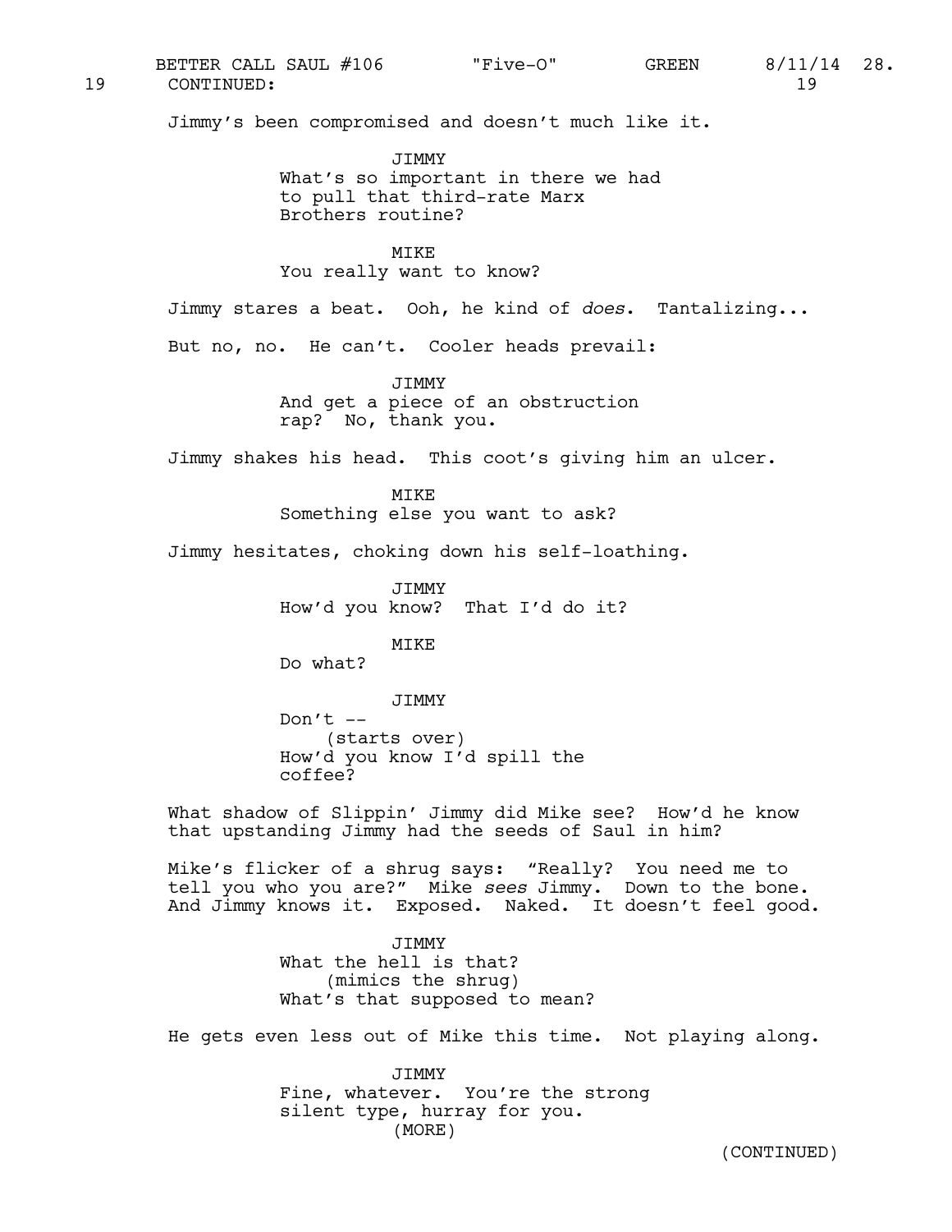19 CONTINUED: 19

Jimmy's been compromised and doesn't much like it.

JIMMY
What's so important in there we had to pull that third-rate Marx Brothers routine?

MIKE
You really want to know?

Jimmy stares a beat. Ooh, he kind of *does*. Tantalizing...

But no, no. He can't. Cooler heads prevail:

JIMMY
And get a piece of an obstruction rap? No, thank you.

Jimmy shakes his head. This coot's giving him an ulcer.

MIKE
Something else you want to ask?

Jimmy hesitates, choking down his self-loathing.

JIMMY
How'd you know? That I'd do it?

MIKE
Do what?

JIMMY
Don't --
(starts over)
How'd you know I'd spill the coffee?

What shadow of Slippin' Jimmy did Mike see? How'd he know that upstanding Jimmy had the seeds of Saul in him?

Mike's flicker of a shrug says: "Really? You need me to tell you who you are?" Mike *sees* Jimmy. Down to the bone. And Jimmy knows it. Exposed. Naked. It doesn't feel good.

JIMMY
What the hell is that?
(mimics the shrug)
What's that supposed to mean?

He gets even less out of Mike this time. Not playing along.

JIMMY
Fine, whatever. You're the strong silent type, hurray for you.
(MORE)

(CONTINUED)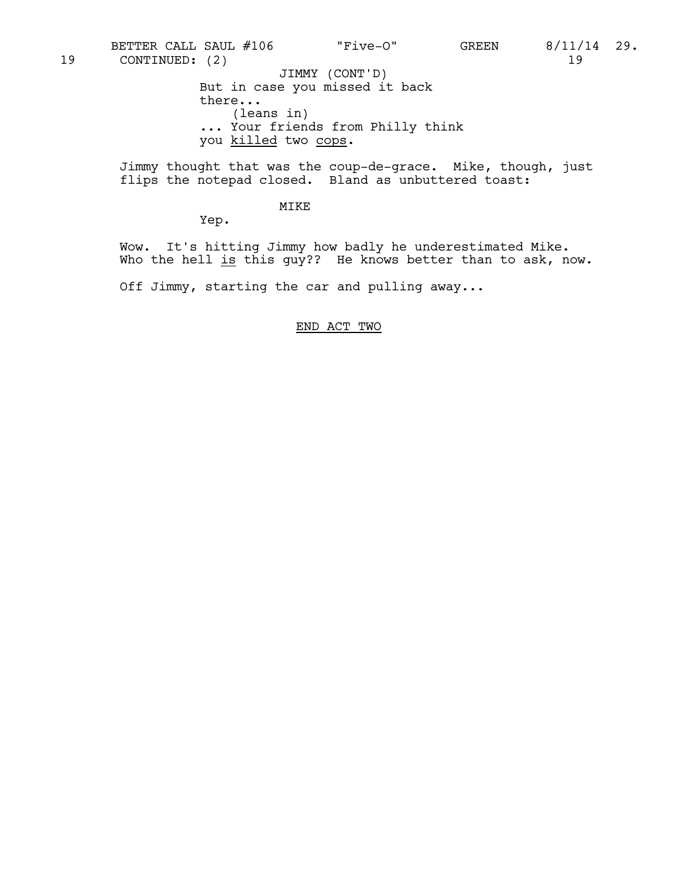19 CONTINUED: (2) 19

JIMMY (CONT'D)
But in case you missed it back there...
(leans in)
... Your friends from Philly think you <u>killed</u> two <u>cops</u>.

Jimmy thought that was the coup-de-grace. Mike, though, just flips the notepad closed. Bland as unbuttered toast:

MIKE
Yep.

Wow. It's hitting Jimmy how badly he underestimated Mike. Who the hell <u>is</u> this guy?? He knows better than to ask, now.

Off Jimmy, starting the car and pulling away...

<u>END ACT TWO</u>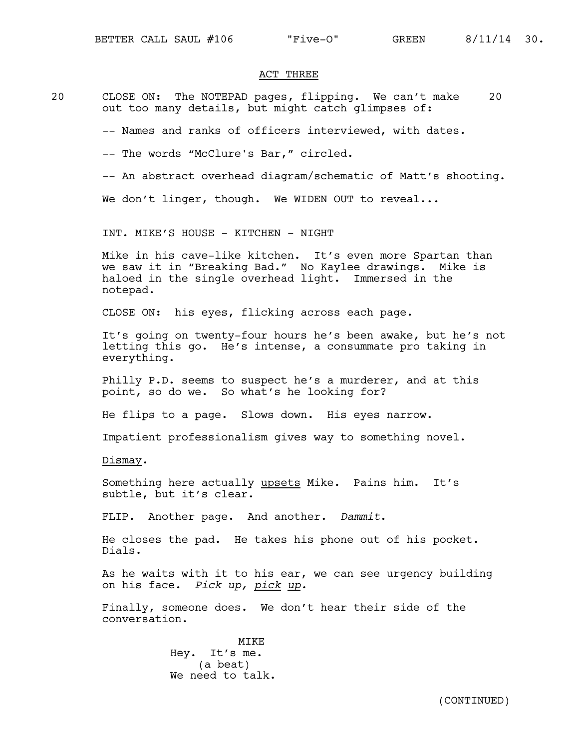## ACT THREE

20 CLOSE ON: The NOTEPAD pages, flipping. We can't make out too many details, but might catch glimpses of: 20

-- Names and ranks of officers interviewed, with dates.

-- The words “McClure's Bar,” circled.

-- An abstract overhead diagram/schematic of Matt’s shooting.

We don’t linger, though. We WIDEN OUT to reveal...

INT. MIKE’S HOUSE - KITCHEN - NIGHT

Mike in his cave-like kitchen. It’s even more Spartan than we saw it in “Breaking Bad.” No Kaylee drawings. Mike is haloed in the single overhead light. Immersed in the notepad.

CLOSE ON: his eyes, flicking across each page.

It’s going on twenty-four hours he’s been awake, but he’s not letting this go. He’s intense, a consummate pro taking in everything.

Philly P.D. seems to suspect he’s a murderer, and at this point, so do we. So what’s he looking for?

He flips to a page. Slows down. His eyes narrow.

Impatient professionalism gives way to something novel.

<u>Dismay</u>.

Something here actually <u>upsets</u> Mike. Pains him. It’s subtle, but it’s clear.

FLIP. Another page. And another. *Dammit*.

He closes the pad. He takes his phone out of his pocket. Dials.

As he waits with it to his ear, we can see urgency building on his face. *Pick up, <u>pick</u> <u>up</u>.*

Finally, someone does. We don’t hear their side of the conversation.

MIKE
Hey. It’s me.
(a beat)
We need to talk.

(CONTINUED)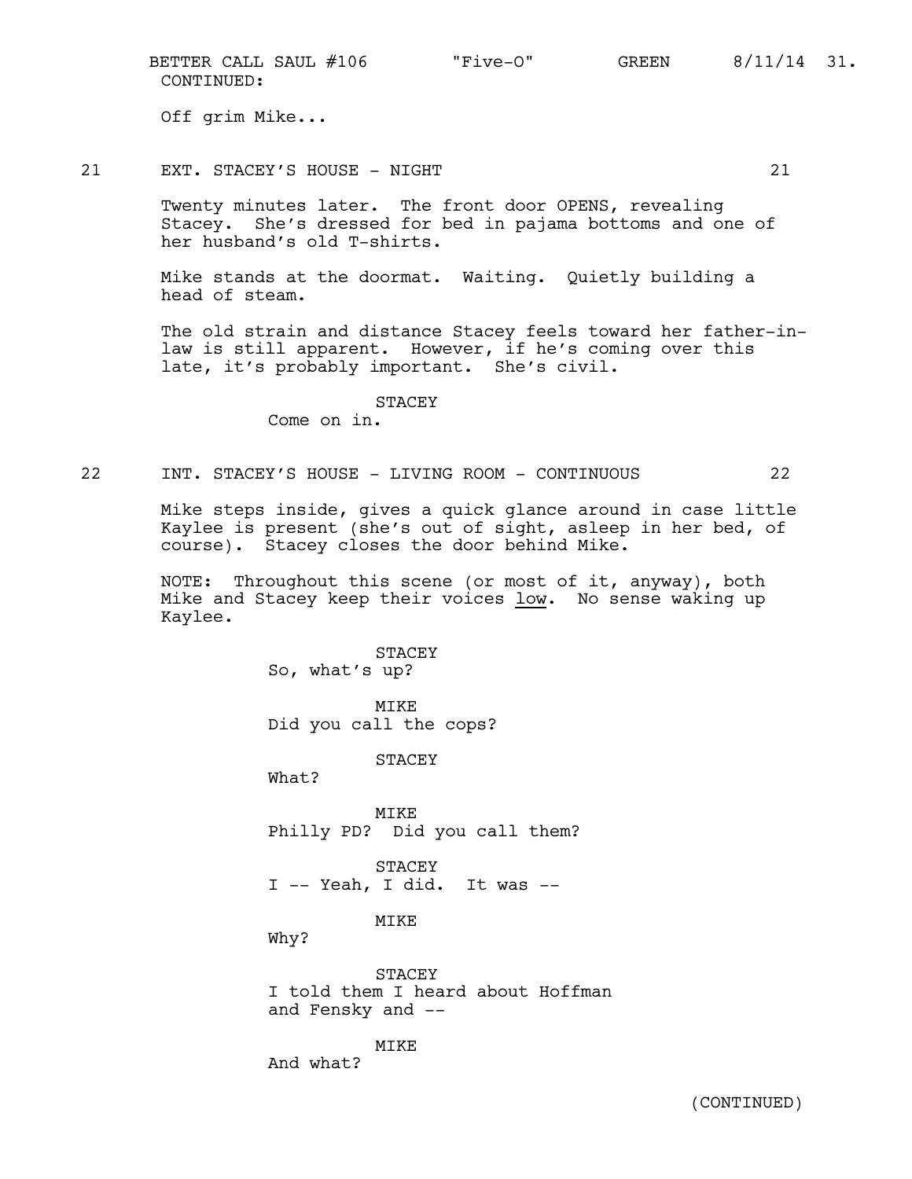CONTINUED:

Off grim Mike...

21 EXT. STACEY'S HOUSE - NIGHT 21

Twenty minutes later. The front door OPENS, revealing Stacey. She's dressed for bed in pajama bottoms and one of her husband's old T-shirts.

Mike stands at the doormat. Waiting. Quietly building a head of steam.

The old strain and distance Stacey feels toward her father-in-law is still apparent. However, if he's coming over this late, it's probably important. She's civil.

STACEY
Come on in.

22 INT. STACEY'S HOUSE - LIVING ROOM - CONTINUOUS 22

Mike steps inside, gives a quick glance around in case little Kaylee is present (she's out of sight, asleep in her bed, of course). Stacey closes the door behind Mike.

NOTE: Throughout this scene (or most of it, anyway), both Mike and Stacey keep their voices low. No sense waking up Kaylee.

STACEY
So, what's up?

MIKE
Did you call the cops?

STACEY
What?

MIKE
Philly PD? Did you call them?

STACEY
I -- Yeah, I did. It was --

MIKE
Why?

STACEY
I told them I heard about Hoffman and Fensky and --

MIKE
And what?

(CONTINUED)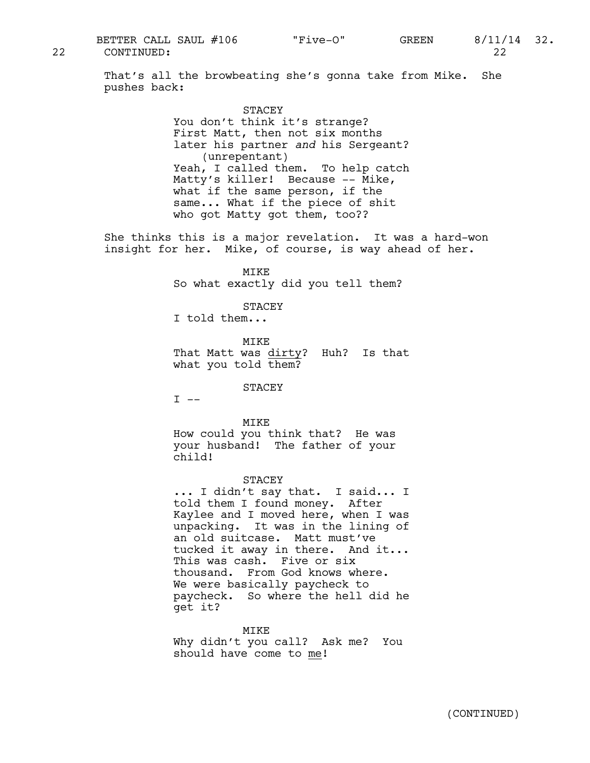22 CONTINUED: 22

That's all the browbeating she's gonna take from Mike. She pushes back:

STACEY
You don't think it's strange? First Matt, then not six months later his partner *and* his Sergeant?
(unrepentant)
Yeah, I called them. To help catch Matty's killer! Because -- Mike, what if the same person, if the same... What if the piece of shit who got Matty got them, too??

She thinks this is a major revelation. It was a hard-won insight for her. Mike, of course, is way ahead of her.

MIKE
So what exactly did you tell them?

STACEY
I told them...

MIKE
That Matt was <u>dirty</u>? Huh? Is that what you told them?

STACEY
I --

MIKE
How could you think that? He was your husband! The father of your child!

STACEY
... I didn't say that. I said... I told them I found money. After Kaylee and I moved here, when I was unpacking. It was in the lining of an old suitcase. Matt must've tucked it away in there. And it... This was cash. Five or six thousand. From God knows where. We were basically paycheck to paycheck. So where the hell did he get it?

MIKE
Why didn't you call? Ask me? You should have come to <u>me</u>!

(CONTINUED)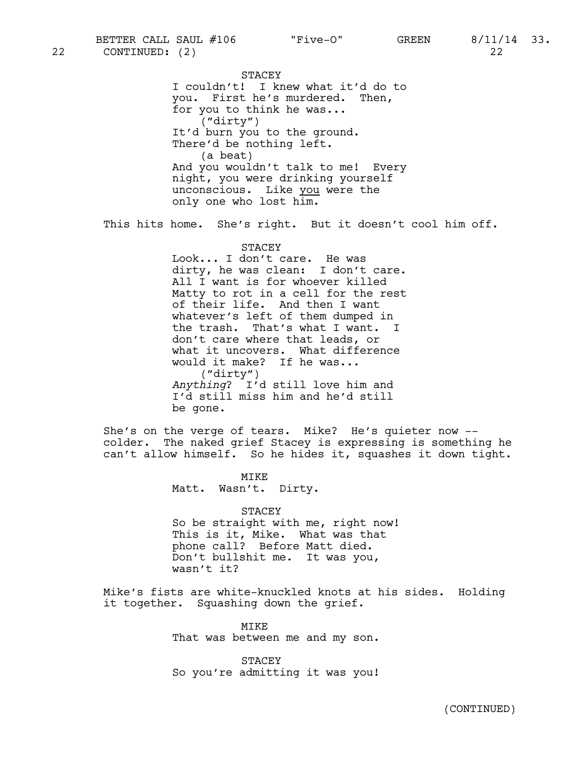22 CONTINUED: (2) 22

STACEY
I couldn't! I knew what it'd do to you. First he's murdered. Then, for you to think he was...
("dirty")
It'd burn you to the ground. There'd be nothing left.
(a beat)
And you wouldn't talk to me! Every night, you were drinking yourself unconscious. Like you were the only one who lost him.

This hits home. She's right. But it doesn't cool him off.

STACEY
Look... I don't care. He was dirty, he was clean: I don't care. All I want is for whoever killed Matty to rot in a cell for the rest of their life. And then I want whatever's left of them dumped in the trash. That's what I want. I don't care where that leads, or what it uncovers. What difference would it make? If he was...
("dirty")
*Anything*? I'd still love him and I'd still miss him and he'd still be gone.

She's on the verge of tears. Mike? He's quieter now -- colder. The naked grief Stacey is expressing is something he can't allow himself. So he hides it, squashes it down tight.

MIKE
Matt. Wasn't. Dirty.

STACEY
So be straight with me, right now! This is it, Mike. What was that phone call? Before Matt died. Don't bullshit me. It was you, wasn't it?

Mike's fists are white-knuckled knots at his sides. Holding it together. Squashing down the grief.

MIKE
That was between me and my son.

STACEY
So you're admitting it was you!

(CONTINUED)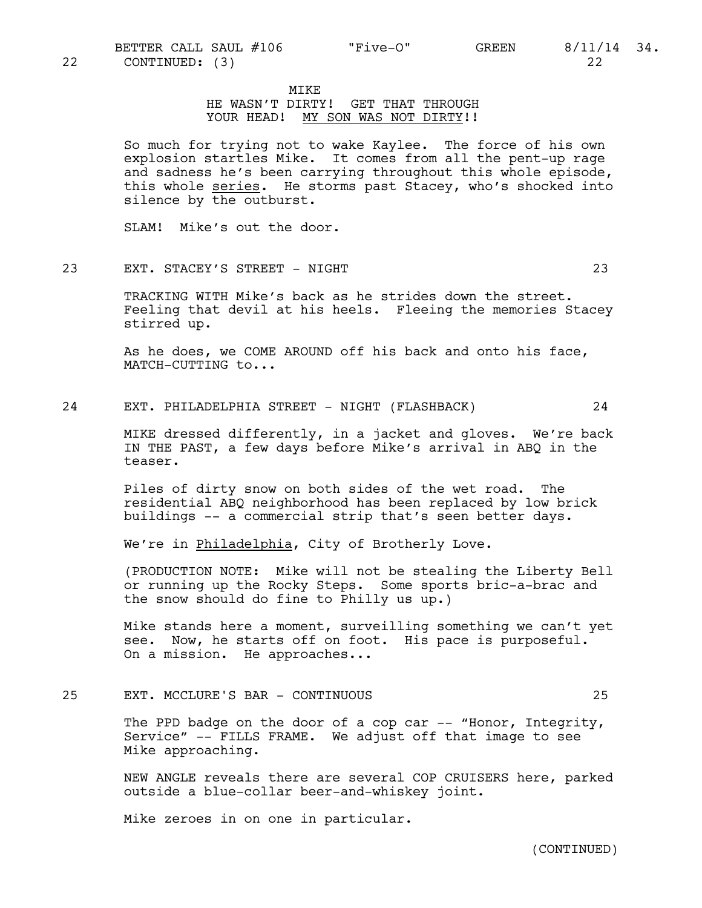22 CONTINUED: (3) 22

MIKE
HE WASN'T DIRTY! GET THAT THROUGH YOUR HEAD! MY SON WAS NOT DIRTY!!

So much for trying not to wake Kaylee. The force of his own explosion startles Mike. It comes from all the pent-up rage and sadness he's been carrying throughout this whole episode, this whole series. He storms past Stacey, who's shocked into silence by the outburst.

SLAM! Mike's out the door.

23 EXT. STACEY'S STREET - NIGHT 23

TRACKING WITH Mike's back as he strides down the street. Feeling that devil at his heels. Fleeing the memories Stacey stirred up.

As he does, we COME AROUND off his back and onto his face, MATCH-CUTTING to...

24 EXT. PHILADELPHIA STREET - NIGHT (FLASHBACK) 24

MIKE dressed differently, in a jacket and gloves. We're back IN THE PAST, a few days before Mike's arrival in ABQ in the teaser.

Piles of dirty snow on both sides of the wet road. The residential ABQ neighborhood has been replaced by low brick buildings -- a commercial strip that's seen better days.

We're in Philadelphia, City of Brotherly Love.

(PRODUCTION NOTE: Mike will not be stealing the Liberty Bell or running up the Rocky Steps. Some sports bric-a-brac and the snow should do fine to Philly us up.)

Mike stands here a moment, surveilling something we can't yet see. Now, he starts off on foot. His pace is purposeful. On a mission. He approaches...

25 EXT. MCCLURE'S BAR - CONTINUOUS 25

The PPD badge on the door of a cop car -- "Honor, Integrity, Service" -- FILLS FRAME. We adjust off that image to see Mike approaching.

NEW ANGLE reveals there are several COP CRUISERS here, parked outside a blue-collar beer-and-whiskey joint.

Mike zeroes in on one in particular.

(CONTINUED)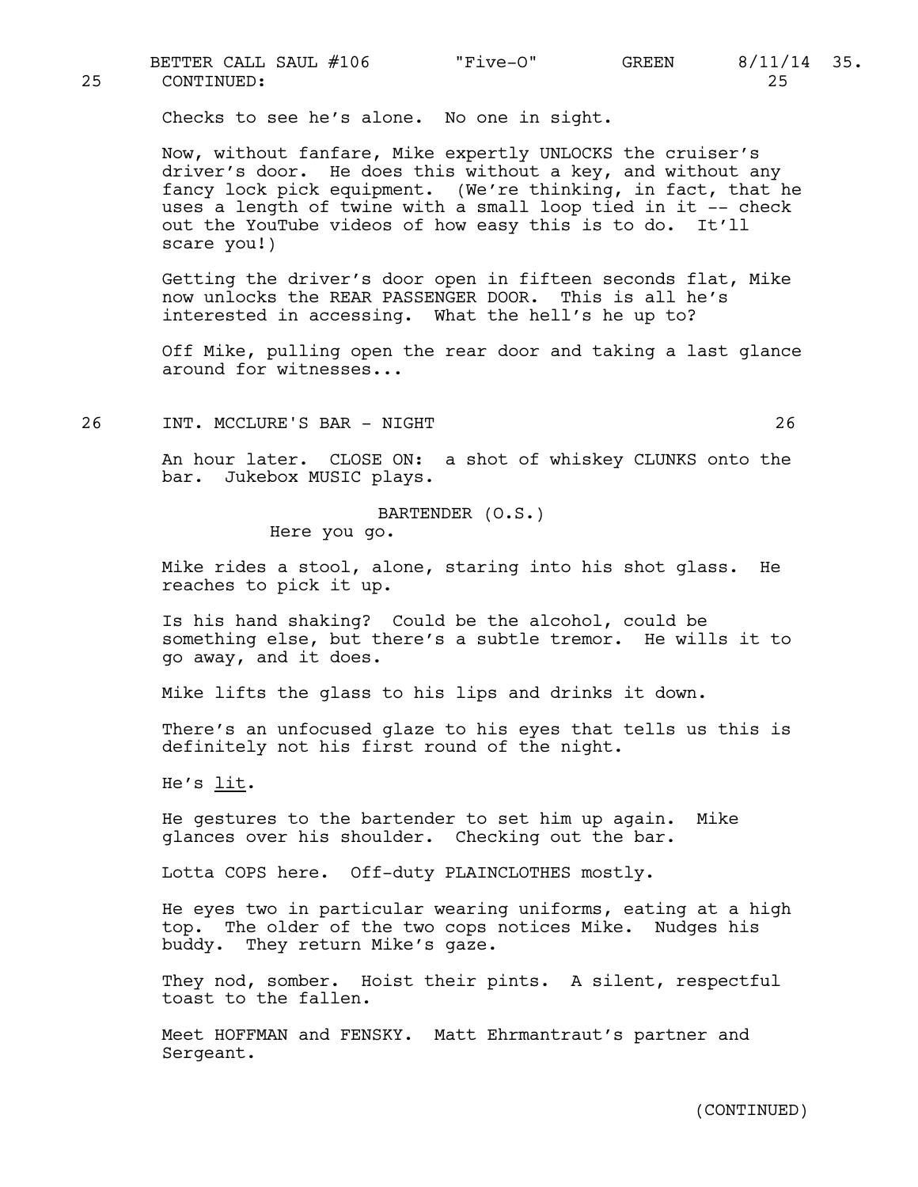25 CONTINUED: 25

Checks to see he's alone. No one in sight.

Now, without fanfare, Mike expertly UNLOCKS the cruiser's driver's door. He does this without a key, and without any fancy lock pick equipment. (We're thinking, in fact, that he uses a length of twine with a small loop tied in it -- check out the YouTube videos of how easy this is to do. It'll scare you!)

Getting the driver's door open in fifteen seconds flat, Mike now unlocks the REAR PASSENGER DOOR. This is all he's interested in accessing. What the hell's he up to?

Off Mike, pulling open the rear door and taking a last glance around for witnesses...

26 INT. MCCLURE'S BAR - NIGHT 26

An hour later. CLOSE ON: a shot of whiskey CLUNKS onto the bar. Jukebox MUSIC plays.

BARTENDER (O.S.)
Here you go.

Mike rides a stool, alone, staring into his shot glass. He reaches to pick it up.

Is his hand shaking? Could be the alcohol, could be something else, but there's a subtle tremor. He wills it to go away, and it does.

Mike lifts the glass to his lips and drinks it down.

There's an unfocused glaze to his eyes that tells us this is definitely not his first round of the night.

He's lit.

He gestures to the bartender to set him up again. Mike glances over his shoulder. Checking out the bar.

Lotta COPS here. Off-duty PLAINCLOTHES mostly.

He eyes two in particular wearing uniforms, eating at a high top. The older of the two cops notices Mike. Nudges his buddy. They return Mike's gaze.

They nod, somber. Hoist their pints. A silent, respectful toast to the fallen.

Meet HOFFMAN and FENSKY. Matt Ehrmantraut's partner and Sergeant.

(CONTINUED)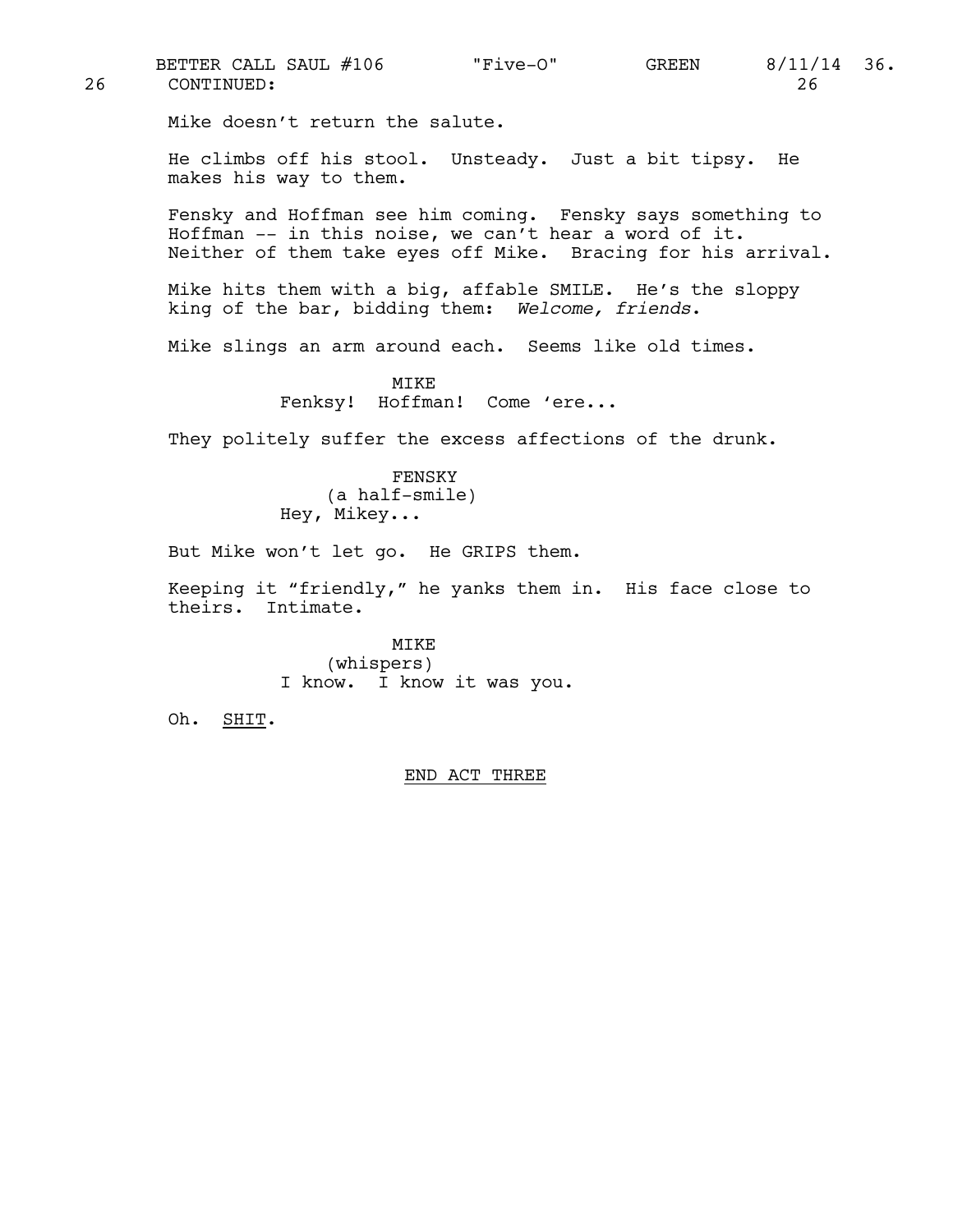26 CONTINUED: 26

Mike doesn't return the salute.

He climbs off his stool. Unsteady. Just a bit tipsy. He makes his way to them.

Fensky and Hoffman see him coming. Fensky says something to Hoffman -- in this noise, we can't hear a word of it. Neither of them take eyes off Mike. Bracing for his arrival.

Mike hits them with a big, affable SMILE. He's the sloppy king of the bar, bidding them: *Welcome, friends*.

Mike slings an arm around each. Seems like old times.

MIKE
Fenksy! Hoffman! Come 'ere...

They politely suffer the excess affections of the drunk.

FENSKY
(a half-smile)
Hey, Mikey...

But Mike won't let go. He GRIPS them.

Keeping it "friendly," he yanks them in. His face close to theirs. Intimate.

MIKE
(whispers)
I know. I know it was you.

Oh. <u>SHIT</u>.

<u>END ACT THREE</u>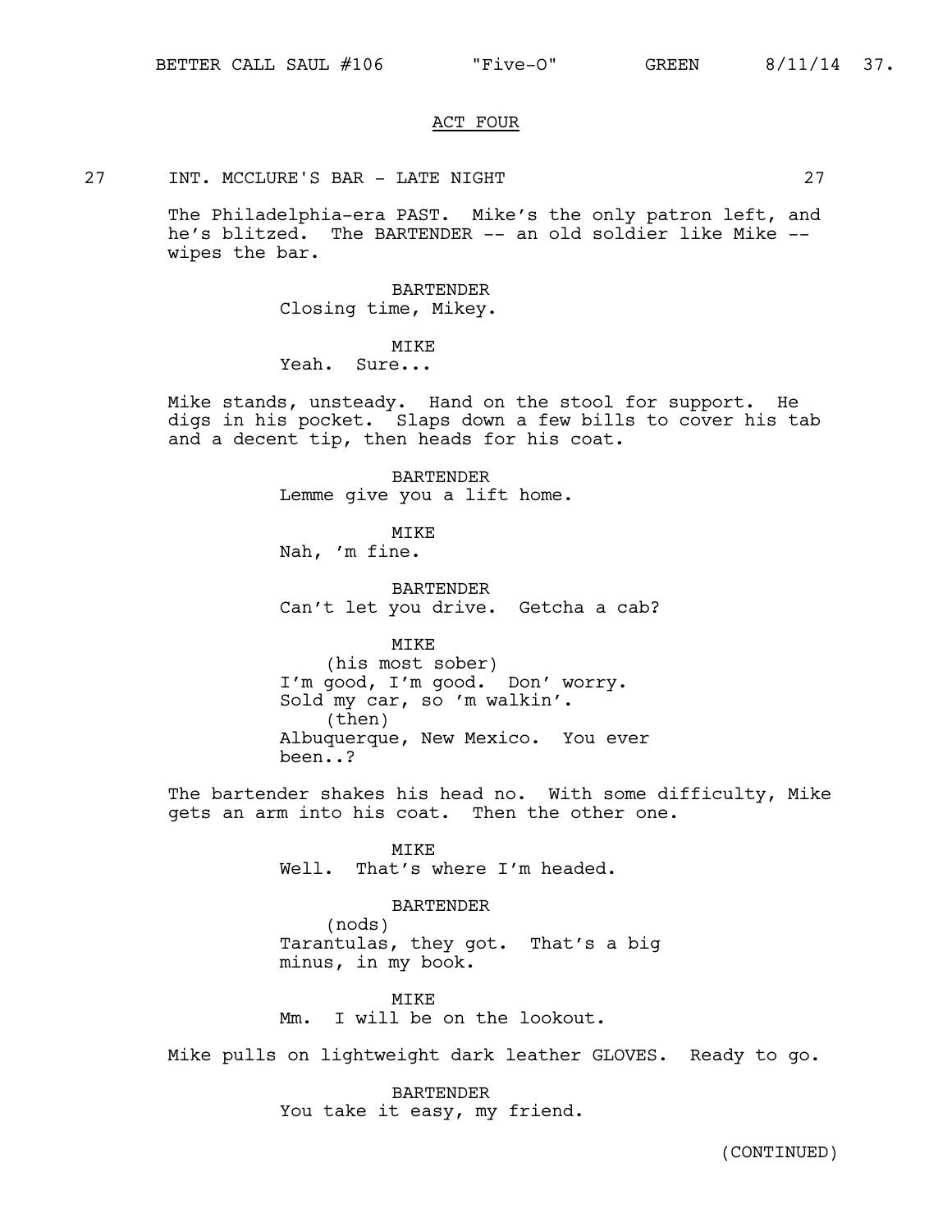## ACT FOUR

27 INT. MCCLURE'S BAR - LATE NIGHT 27

The Philadelphia-era PAST. Mike's the only patron left, and he's blitzed. The BARTENDER -- an old soldier like Mike -- wipes the bar.

BARTENDER
Closing time, Mikey.

MIKE
Yeah. Sure...

Mike stands, unsteady. Hand on the stool for support. He digs in his pocket. Slaps down a few bills to cover his tab and a decent tip, then heads for his coat.

BARTENDER
Lemme give you a lift home.

MIKE
Nah, 'm fine.

BARTENDER
Can't let you drive. Getcha a cab?

MIKE
(his most sober)
I'm good, I'm good. Don' worry.
Sold my car, so 'm walkin'.
(then)
Albuquerque, New Mexico. You ever been..?

The bartender shakes his head no. With some difficulty, Mike gets an arm into his coat. Then the other one.

MIKE
Well. That's where I'm headed.

BARTENDER
(nods)
Tarantulas, they got. That's a big minus, in my book.

MIKE
Mm. I will be on the lookout.

Mike pulls on lightweight dark leather GLOVES. Ready to go.

BARTENDER
You take it easy, my friend.

(CONTINUED)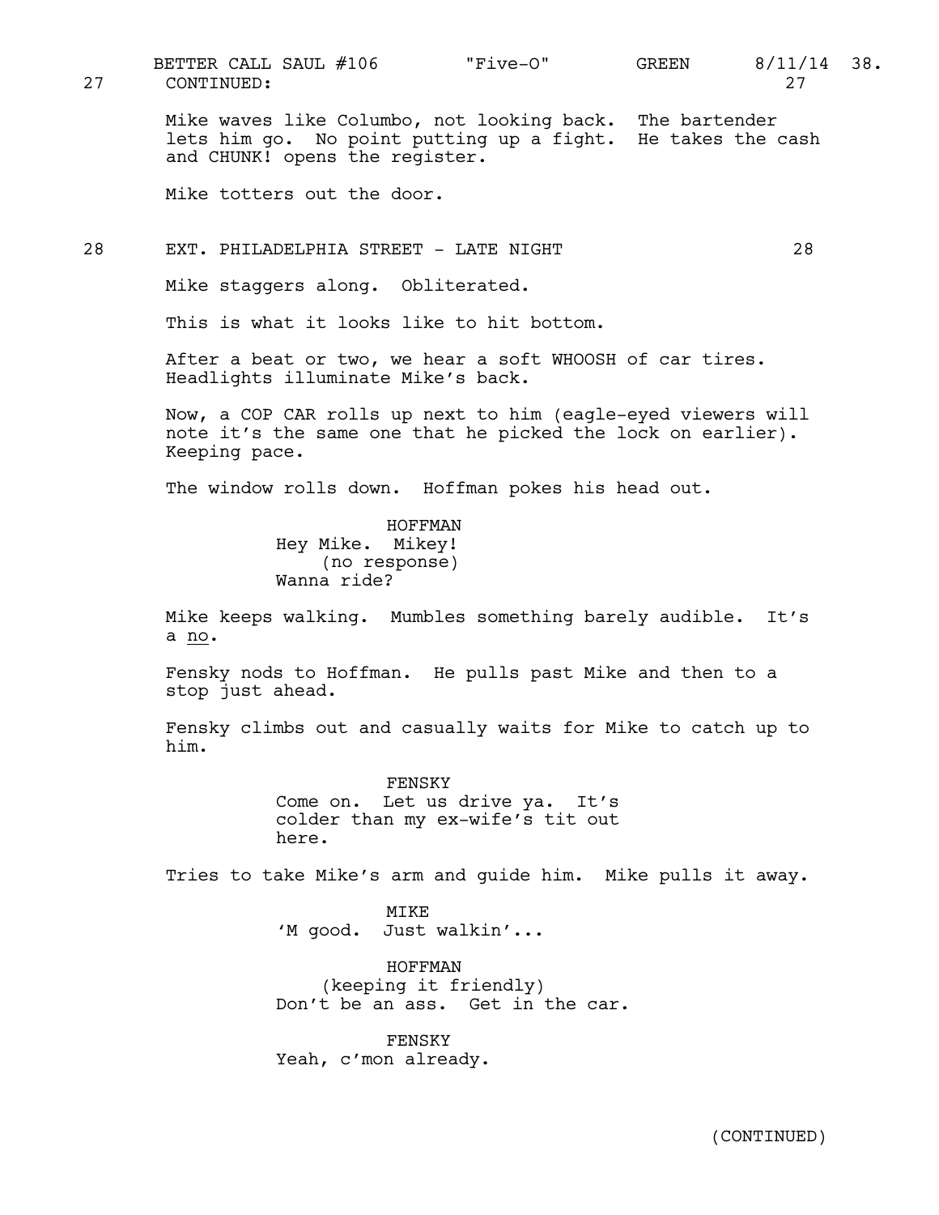27 CONTINUED: 27

Mike waves like Columbo, not looking back. The bartender lets him go. No point putting up a fight. He takes the cash and CHUNK! opens the register.

Mike totters out the door.

28 EXT. PHILADELPHIA STREET - LATE NIGHT 28

Mike staggers along. Obliterated.

This is what it looks like to hit bottom.

After a beat or two, we hear a soft WHOOSH of car tires. Headlights illuminate Mike's back.

Now, a COP CAR rolls up next to him (eagle-eyed viewers will note it's the same one that he picked the lock on earlier). Keeping pace.

The window rolls down. Hoffman pokes his head out.

HOFFMAN
Hey Mike. Mikey!
(no response)
Wanna ride?

Mike keeps walking. Mumbles something barely audible. It's a no.

Fensky nods to Hoffman. He pulls past Mike and then to a stop just ahead.

Fensky climbs out and casually waits for Mike to catch up to him.

FENSKY
Come on. Let us drive ya. It's colder than my ex-wife's tit out here.

Tries to take Mike's arm and guide him. Mike pulls it away.

MIKE
'M good. Just walkin'...

HOFFMAN
(keeping it friendly)
Don't be an ass. Get in the car.

FENSKY
Yeah, c'mon already.

(CONTINUED)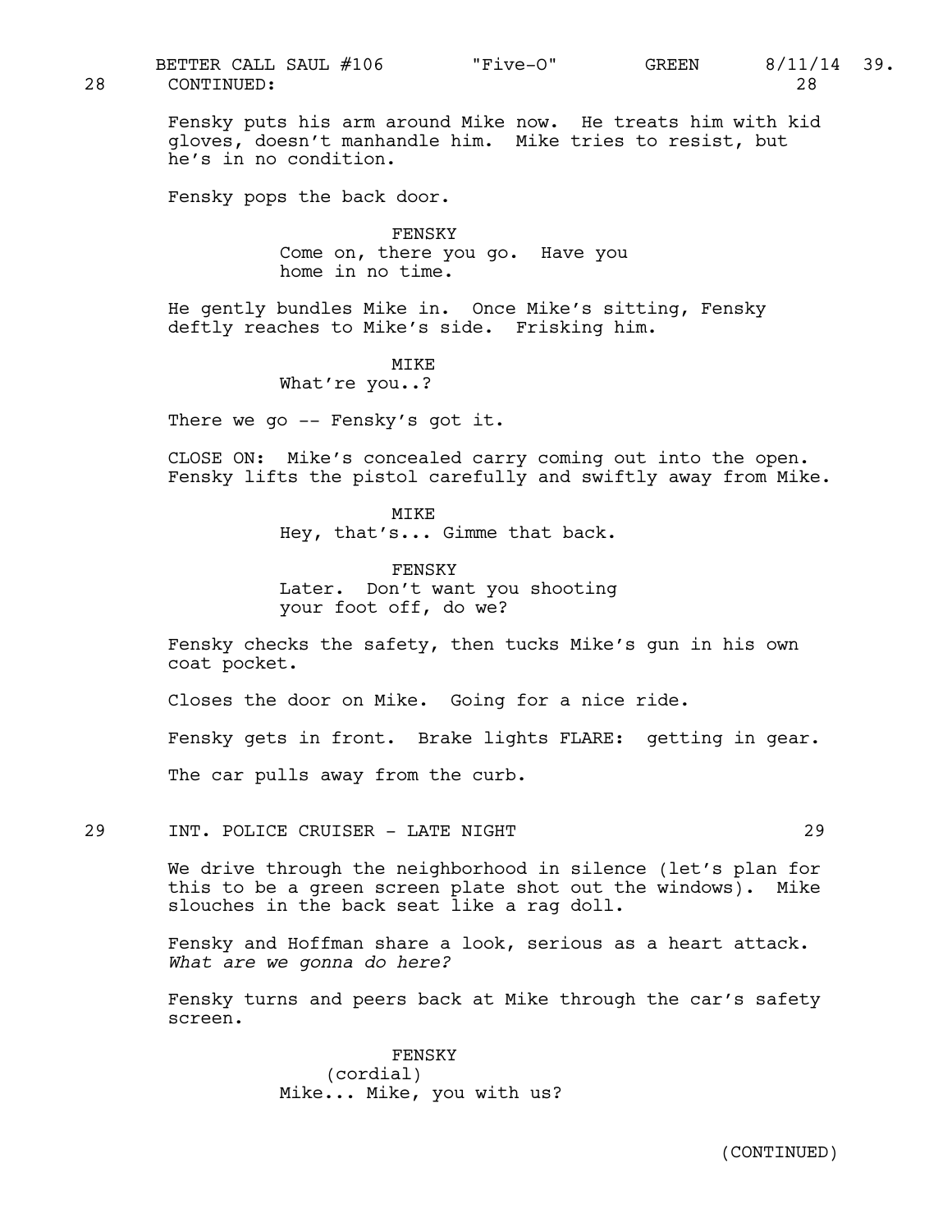28 CONTINUED: 28

Fensky puts his arm around Mike now. He treats him with kid gloves, doesn't manhandle him. Mike tries to resist, but he's in no condition.

Fensky pops the back door.

FENSKY
Come on, there you go. Have you home in no time.

He gently bundles Mike in. Once Mike's sitting, Fensky deftly reaches to Mike's side. Frisking him.

MIKE
What're you..?

There we go -- Fensky's got it.

CLOSE ON: Mike's concealed carry coming out into the open. Fensky lifts the pistol carefully and swiftly away from Mike.

MIKE
Hey, that's... Gimme that back.

FENSKY
Later. Don't want you shooting your foot off, do we?

Fensky checks the safety, then tucks Mike's gun in his own coat pocket.

Closes the door on Mike. Going for a nice ride.

Fensky gets in front. Brake lights FLARE: getting in gear.

The car pulls away from the curb.

29 INT. POLICE CRUISER - LATE NIGHT 29

We drive through the neighborhood in silence (let's plan for this to be a green screen plate shot out the windows). Mike slouches in the back seat like a rag doll.

Fensky and Hoffman share a look, serious as a heart attack. *What are we gonna do here?*

Fensky turns and peers back at Mike through the car's safety screen.

FENSKY
(cordial)
Mike... Mike, you with us?

(CONTINUED)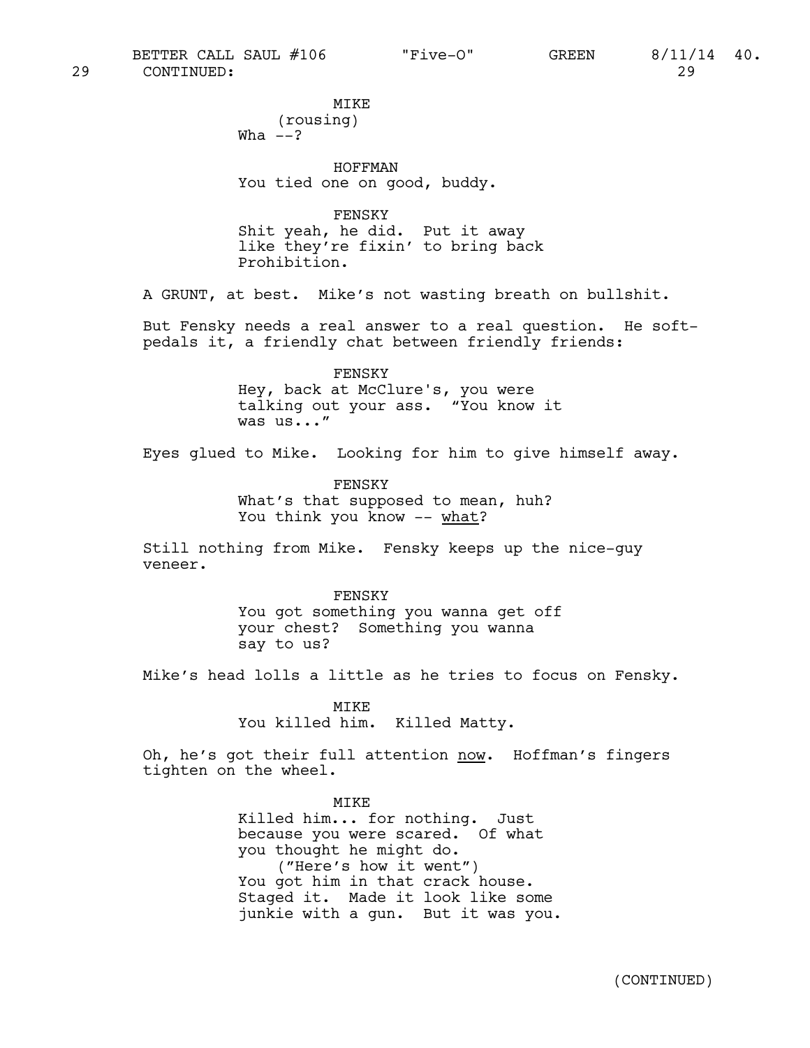29 CONTINUED: 29

MIKE
(rousing)
Wha --?

HOFFMAN
You tied one on good, buddy.

FENSKY
Shit yeah, he did. Put it away like they're fixin' to bring back Prohibition.

A GRUNT, at best. Mike's not wasting breath on bullshit.

But Fensky needs a real answer to a real question. He soft-pedals it, a friendly chat between friendly friends:

FENSKY
Hey, back at McClure's, you were talking out your ass. "You know it was us..."

Eyes glued to Mike. Looking for him to give himself away.

FENSKY
What's that supposed to mean, huh? You think you know -- <u>what</u>?

Still nothing from Mike. Fensky keeps up the nice-guy veneer.

FENSKY
You got something you wanna get off your chest? Something you wanna say to us?

Mike's head lolls a little as he tries to focus on Fensky.

MIKE
You killed him. Killed Matty.

Oh, he's got their full attention <u>now</u>. Hoffman's fingers tighten on the wheel.

MIKE
Killed him... for nothing. Just because you were scared. Of what you thought he might do.
("Here's how it went")
You got him in that crack house. Staged it. Made it look like some junkie with a gun. But it was you.

(CONTINUED)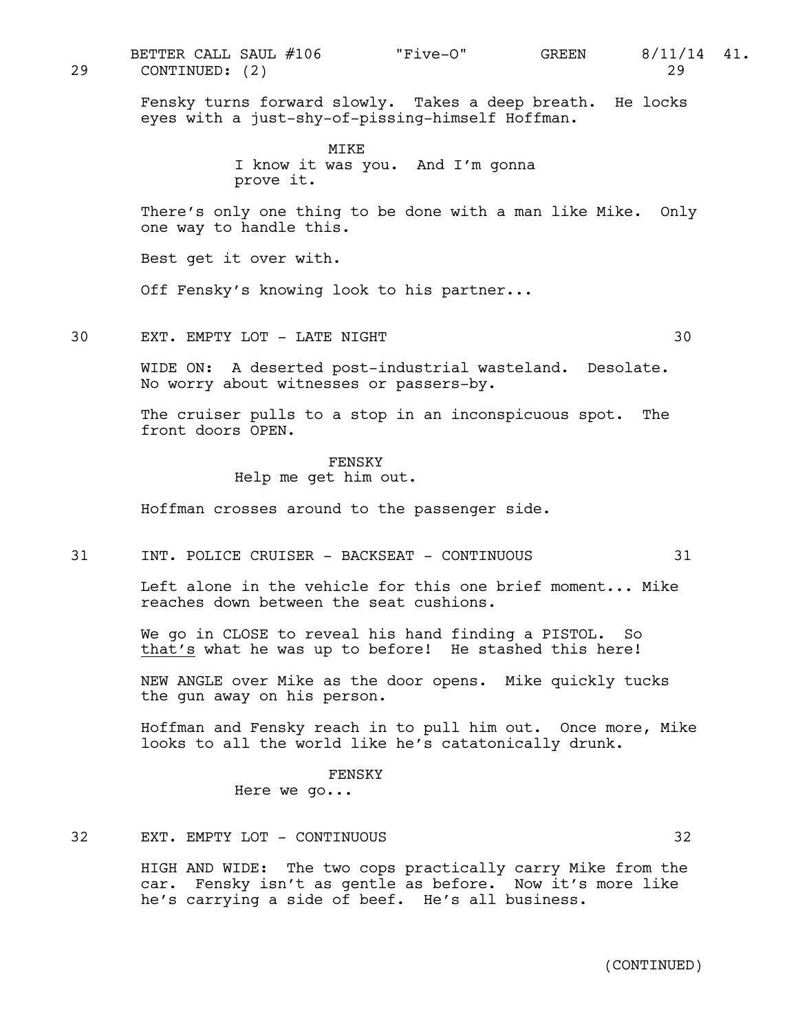29 CONTINUED: (2) 29

Fensky turns forward slowly. Takes a deep breath. He locks eyes with a just-shy-of-pissing-himself Hoffman.

MIKE
I know it was you. And I'm gonna prove it.

There's only one thing to be done with a man like Mike. Only one way to handle this.

Best get it over with.

Off Fensky's knowing look to his partner...

30 EXT. EMPTY LOT - LATE NIGHT 30

WIDE ON: A deserted post-industrial wasteland. Desolate. No worry about witnesses or passers-by.

The cruiser pulls to a stop in an inconspicuous spot. The front doors OPEN.

FENSKY
Help me get him out.

Hoffman crosses around to the passenger side.

31 INT. POLICE CRUISER - BACKSEAT - CONTINUOUS 31

Left alone in the vehicle for this one brief moment... Mike reaches down between the seat cushions.

We go in CLOSE to reveal his hand finding a PISTOL. So that's what he was up to before! He stashed this here!

NEW ANGLE over Mike as the door opens. Mike quickly tucks the gun away on his person.

Hoffman and Fensky reach in to pull him out. Once more, Mike looks to all the world like he's catatonically drunk.

FENSKY
Here we go...

32 EXT. EMPTY LOT - CONTINUOUS 32

HIGH AND WIDE: The two cops practically carry Mike from the car. Fensky isn't as gentle as before. Now it's more like he's carrying a side of beef. He's all business.

(CONTINUED)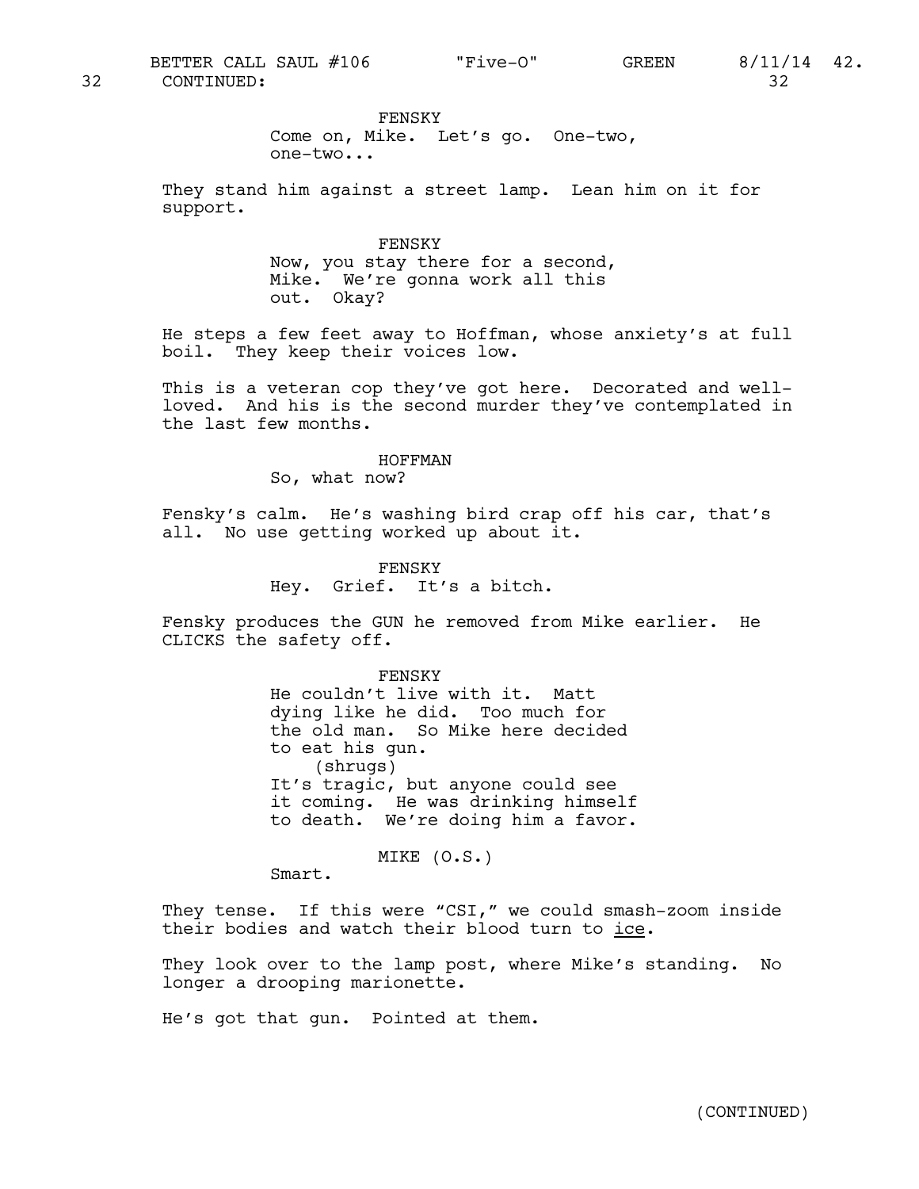32 CONTINUED: 32

FENSKY
Come on, Mike. Let's go. One-two, one-two...

They stand him against a street lamp. Lean him on it for support.

FENSKY
Now, you stay there for a second, Mike. We're gonna work all this out. Okay?

He steps a few feet away to Hoffman, whose anxiety's at full boil. They keep their voices low.

This is a veteran cop they've got here. Decorated and well-loved. And his is the second murder they've contemplated in the last few months.

HOFFMAN
So, what now?

Fensky's calm. He's washing bird crap off his car, that's all. No use getting worked up about it.

FENSKY
Hey. Grief. It's a bitch.

Fensky produces the GUN he removed from Mike earlier. He CLICKS the safety off.

FENSKY
He couldn't live with it. Matt dying like he did. Too much for the old man. So Mike here decided to eat his gun.
(shrugs)
It's tragic, but anyone could see it coming. He was drinking himself to death. We're doing him a favor.

MIKE (O.S.)
Smart.

They tense. If this were "CSI," we could smash-zoom inside their bodies and watch their blood turn to <u>ice</u>.

They look over to the lamp post, where Mike's standing. No longer a drooping marionette.

He's got that gun. Pointed at them.

(CONTINUED)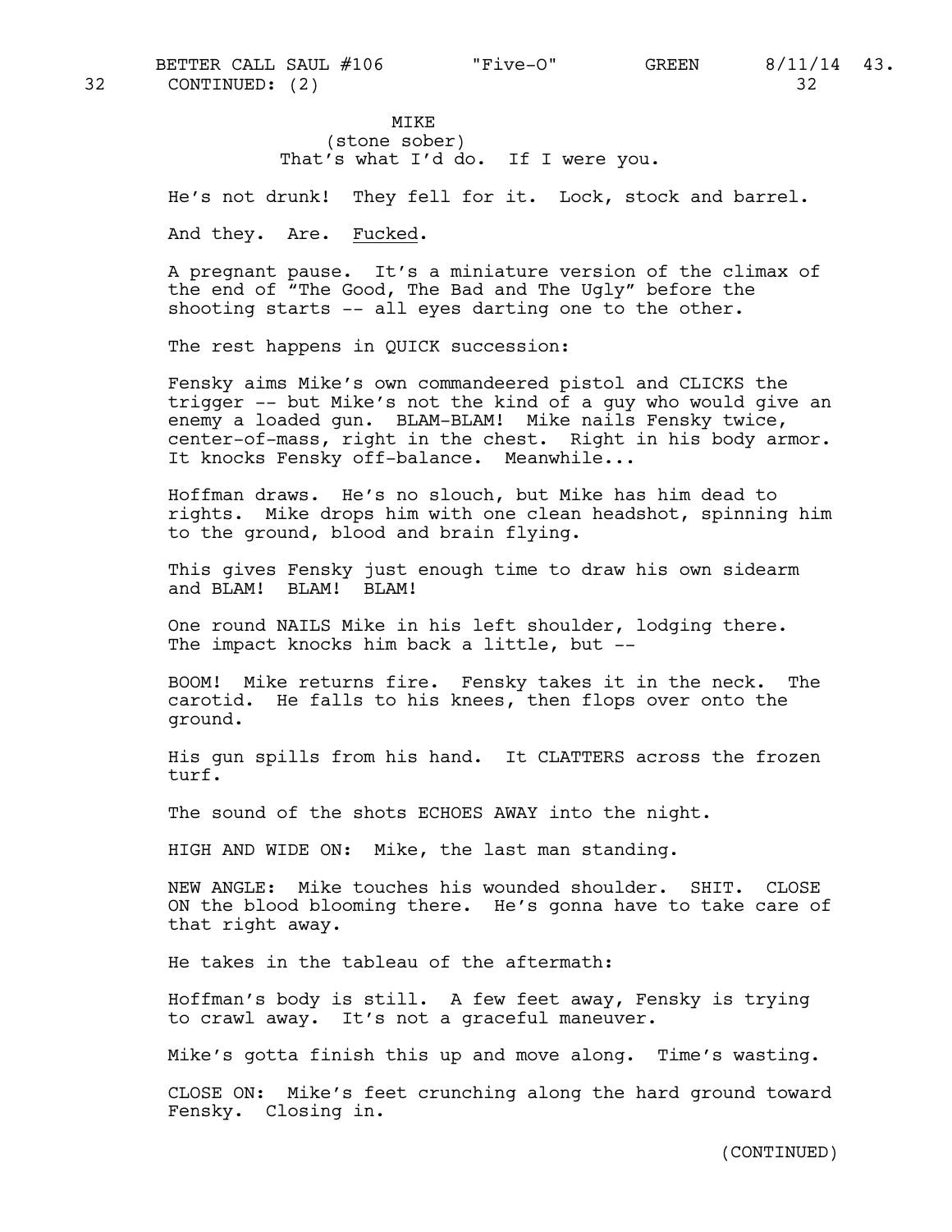32 CONTINUED: (2) 32

MIKE
(stone sober)
That's what I'd do. If I were you.

He's not drunk! They fell for it. Lock, stock and barrel.

And they. Are. <u>Fucked</u>.

A pregnant pause. It's a miniature version of the climax of the end of "The Good, The Bad and The Ugly" before the shooting starts -- all eyes darting one to the other.

The rest happens in QUICK succession:

Fensky aims Mike's own commandeered pistol and CLICKS the trigger -- but Mike's not the kind of a guy who would give an enemy a loaded gun. BLAM-BLAM! Mike nails Fensky twice, center-of-mass, right in the chest. Right in his body armor. It knocks Fensky off-balance. Meanwhile...

Hoffman draws. He's no slouch, but Mike has him dead to rights. Mike drops him with one clean headshot, spinning him to the ground, blood and brain flying.

This gives Fensky just enough time to draw his own sidearm and BLAM! BLAM! BLAM!

One round NAILS Mike in his left shoulder, lodging there. The impact knocks him back a little, but --

BOOM! Mike returns fire. Fensky takes it in the neck. The carotid. He falls to his knees, then flops over onto the ground.

His gun spills from his hand. It CLATTERS across the frozen turf.

The sound of the shots ECHOES AWAY into the night.

HIGH AND WIDE ON: Mike, the last man standing.

NEW ANGLE: Mike touches his wounded shoulder. SHIT. CLOSE ON the blood blooming there. He's gonna have to take care of that right away.

He takes in the tableau of the aftermath:

Hoffman's body is still. A few feet away, Fensky is trying to crawl away. It's not a graceful maneuver.

Mike's gotta finish this up and move along. Time's wasting.

CLOSE ON: Mike's feet crunching along the hard ground toward Fensky. Closing in.

(CONTINUED)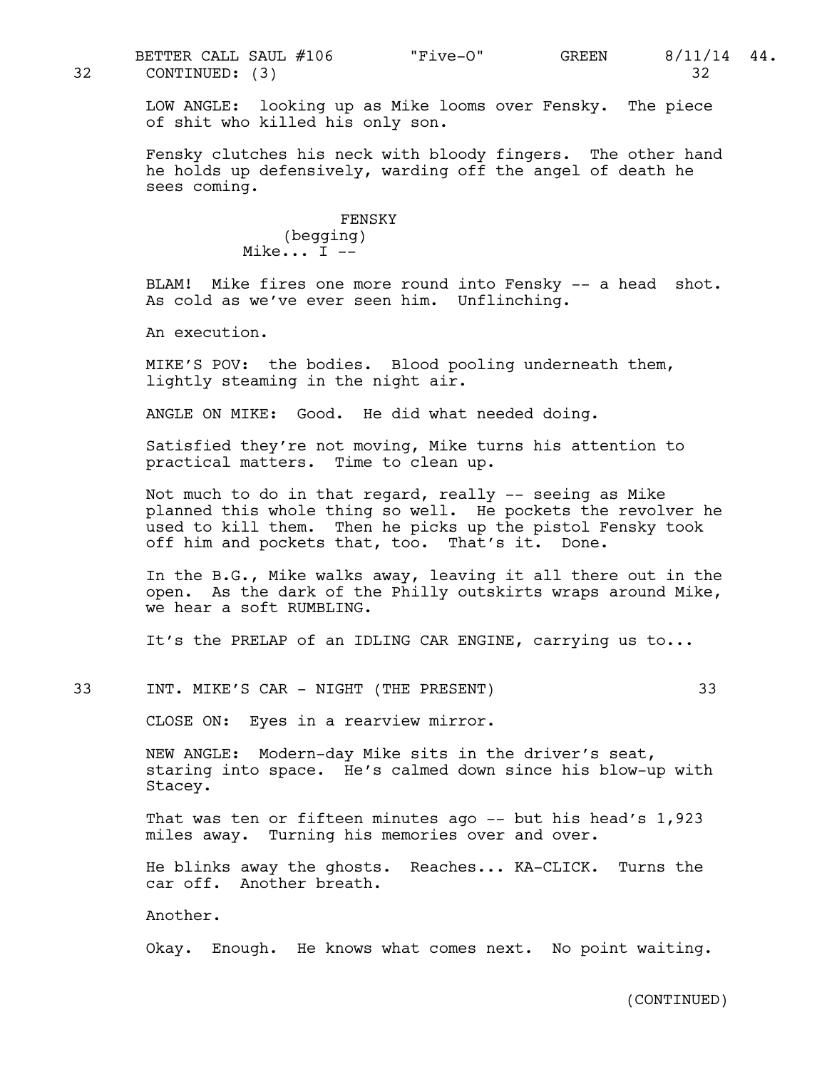32 CONTINUED: (3) 32

LOW ANGLE: looking up as Mike looms over Fensky. The piece of shit who killed his only son.

Fensky clutches his neck with bloody fingers. The other hand he holds up defensively, warding off the angel of death he sees coming.

FENSKY
(begging)
Mike... I --

BLAM! Mike fires one more round into Fensky -- a head shot. As cold as we've ever seen him. Unflinching.

An execution.

MIKE'S POV: the bodies. Blood pooling underneath them, lightly steaming in the night air.

ANGLE ON MIKE: Good. He did what needed doing.

Satisfied they're not moving, Mike turns his attention to practical matters. Time to clean up.

Not much to do in that regard, really -- seeing as Mike planned this whole thing so well. He pockets the revolver he used to kill them. Then he picks up the pistol Fensky took off him and pockets that, too. That's it. Done.

In the B.G., Mike walks away, leaving it all there out in the open. As the dark of the Philly outskirts wraps around Mike, we hear a soft RUMBLING.

It's the PRELAP of an IDLING CAR ENGINE, carrying us to...

33 INT. MIKE'S CAR - NIGHT (THE PRESENT) 33

CLOSE ON: Eyes in a rearview mirror.

NEW ANGLE: Modern-day Mike sits in the driver's seat, staring into space. He's calmed down since his blow-up with Stacey.

That was ten or fifteen minutes ago -- but his head's 1,923 miles away. Turning his memories over and over.

He blinks away the ghosts. Reaches... KA-CLICK. Turns the car off. Another breath.

Another.

Okay. Enough. He knows what comes next. No point waiting.

(CONTINUED)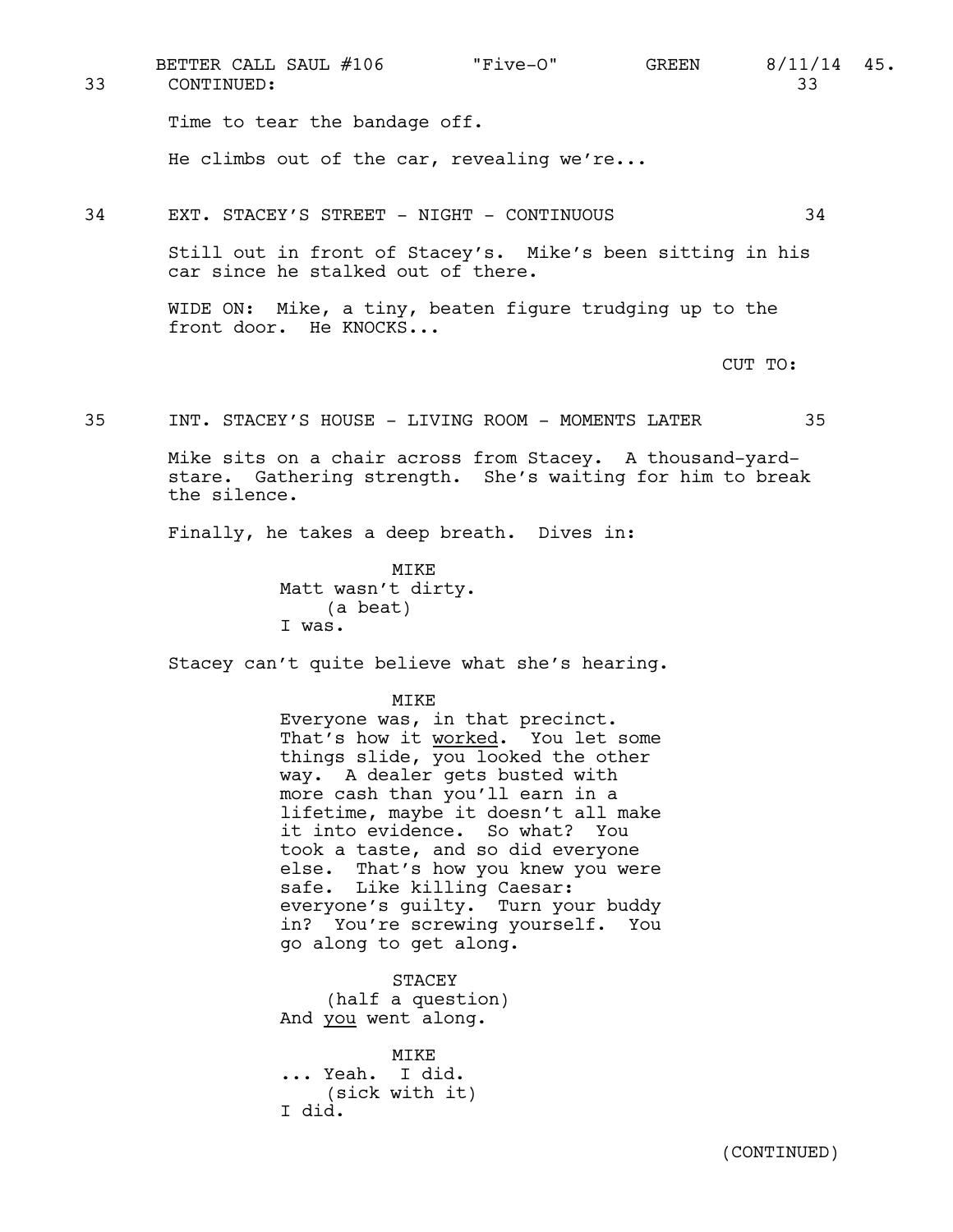33 CONTINUED: 33

Time to tear the bandage off.

He climbs out of the car, revealing we're...

34 EXT. STACEY'S STREET - NIGHT - CONTINUOUS 34

Still out in front of Stacey's. Mike's been sitting in his car since he stalked out of there.

WIDE ON: Mike, a tiny, beaten figure trudging up to the front door. He KNOCKS...

CUT TO:

35 INT. STACEY'S HOUSE - LIVING ROOM - MOMENTS LATER 35

Mike sits on a chair across from Stacey. A thousand-yard-stare. Gathering strength. She's waiting for him to break the silence.

Finally, he takes a deep breath. Dives in:

MIKE
Matt wasn't dirty.
(a beat)
I was.

Stacey can't quite believe what she's hearing.

MIKE
Everyone was, in that precinct. That's how it _worked_. You let some things slide, you looked the other way. A dealer gets busted with more cash than you'll earn in a lifetime, maybe it doesn't all make it into evidence. So what? You took a taste, and so did everyone else. That's how you knew you were safe. Like killing Caesar: everyone's guilty. Turn your buddy in? You're screwing yourself. You go along to get along.

STACEY
(half a question)
And _you_ went along.

MIKE
... Yeah. I did.
(sick with it)
I did.

(CONTINUED)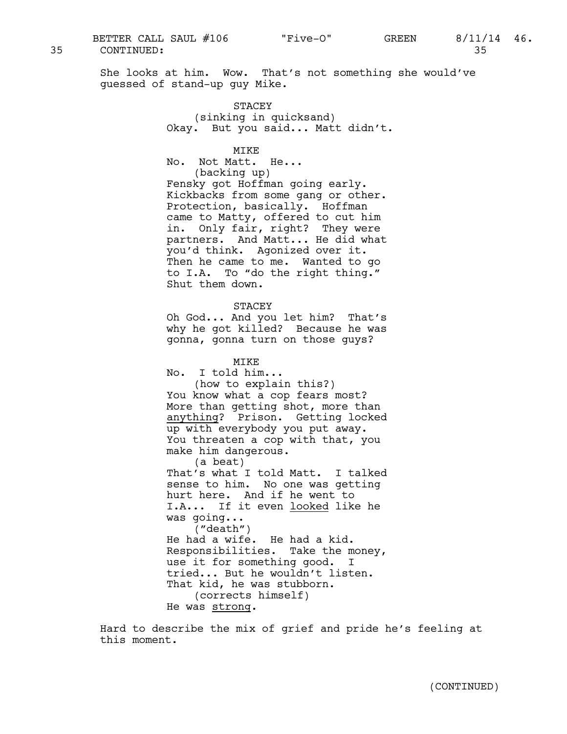35 CONTINUED: 35

She looks at him. Wow. That's not something she would've guessed of stand-up guy Mike.

STACEY
(sinking in quicksand)
Okay. But you said... Matt didn't.

MIKE
No. Not Matt. He...
(backing up)
Fensky got Hoffman going early. Kickbacks from some gang or other. Protection, basically. Hoffman came to Matty, offered to cut him in. Only fair, right? They were partners. And Matt... He did what you'd think. Agonized over it. Then he came to me. Wanted to go to I.A. To "do the right thing." Shut them down.

STACEY
Oh God... And you let him? That's why he got killed? Because he was gonna, gonna turn on those guys?

MIKE
No. I told him...
(how to explain this?)
You know what a cop fears most? More than getting shot, more than anything? Prison. Getting locked up with everybody you put away. You threaten a cop with that, you make him dangerous.
(a beat)
That's what I told Matt. I talked sense to him. No one was getting hurt here. And if he went to I.A... If it even looked like he was going...
("death")
He had a wife. He had a kid. Responsibilities. Take the money, use it for something good. I tried... But he wouldn't listen. That kid, he was stubborn.
(corrects himself)
He was strong.

Hard to describe the mix of grief and pride he's feeling at this moment.

(CONTINUED)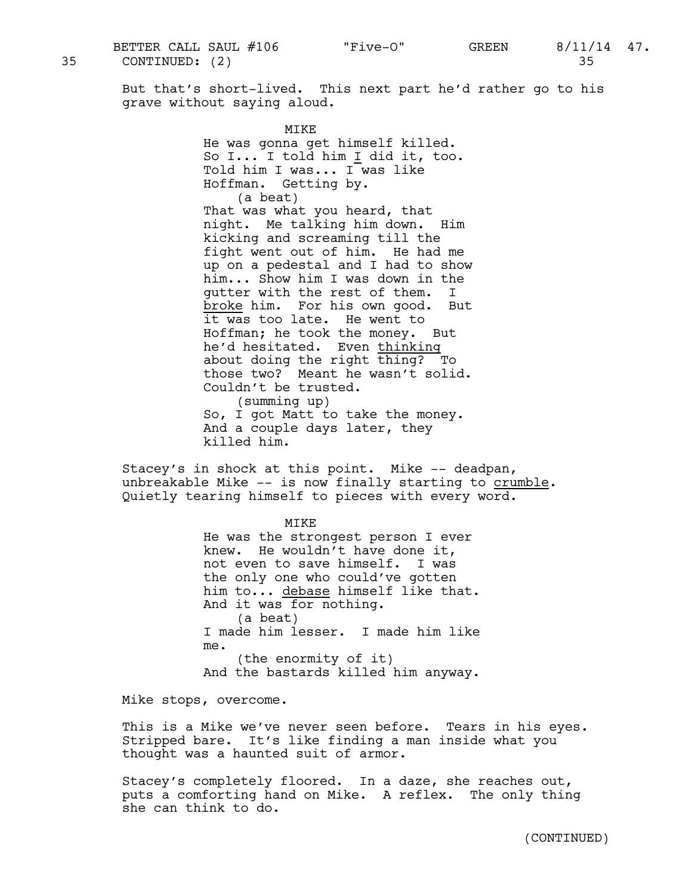35 CONTINUED: (2) 35

But that's short-lived. This next part he'd rather go to his grave without saying aloud.

MIKE
He was gonna get himself killed. So I... I told him _I_ did it, too. Told him I was... I was like Hoffman. Getting by.
(a beat)
That was what you heard, that night. Me talking him down. Him kicking and screaming till the fight went out of him. He had me up on a pedestal and I had to show him... Show him I was down in the gutter with the rest of them. I _broke_ him. For his own good. But it was too late. He went to Hoffman; he took the money. But he'd hesitated. Even _thinking_ about doing the right thing? To those two? Meant he wasn't solid. Couldn't be trusted.
(summing up)
So, I got Matt to take the money. And a couple days later, they killed him.

Stacey's in shock at this point. Mike -- deadpan, unbreakable Mike -- is now finally starting to _crumble_. Quietly tearing himself to pieces with every word.

MIKE
He was the strongest person I ever knew. He wouldn't have done it, not even to save himself. I was the only one who could've gotten him to... _debase_ himself like that. And it was for nothing.
(a beat)
I made him lesser. I made him like me.
(the enormity of it)
And the bastards killed him anyway.

Mike stops, overcome.

This is a Mike we've never seen before. Tears in his eyes. Stripped bare. It's like finding a man inside what you thought was a haunted suit of armor.

Stacey's completely floored. In a daze, she reaches out, puts a comforting hand on Mike. A reflex. The only thing she can think to do.

(CONTINUED)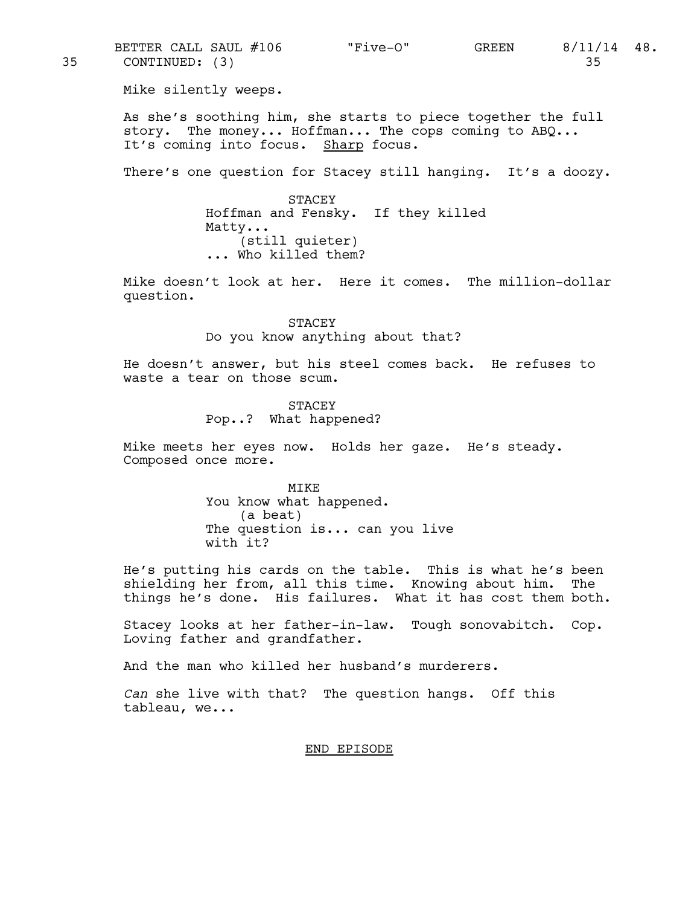35 CONTINUED: (3) 35

Mike silently weeps.

As she's soothing him, she starts to piece together the full story. The money... Hoffman... The cops coming to ABQ... It's coming into focus. Sharp focus.

There's one question for Stacey still hanging. It's a doozy.

STACEY
Hoffman and Fensky. If they killed Matty...
(still quieter)
... Who killed them?

Mike doesn't look at her. Here it comes. The million-dollar question.

STACEY
Do you know anything about that?

He doesn't answer, but his steel comes back. He refuses to waste a tear on those scum.

STACEY
Pop..? What happened?

Mike meets her eyes now. Holds her gaze. He's steady. Composed once more.

MIKE
You know what happened.
(a beat)
The question is... can you live with it?

He's putting his cards on the table. This is what he's been shielding her from, all this time. Knowing about him. The things he's done. His failures. What it has cost them both.

Stacey looks at her father-in-law. Tough sonovabitch. Cop. Loving father and grandfather.

And the man who killed her husband's murderers.

*Can* she live with that? The question hangs. Off this tableau, we...

END EPISODE